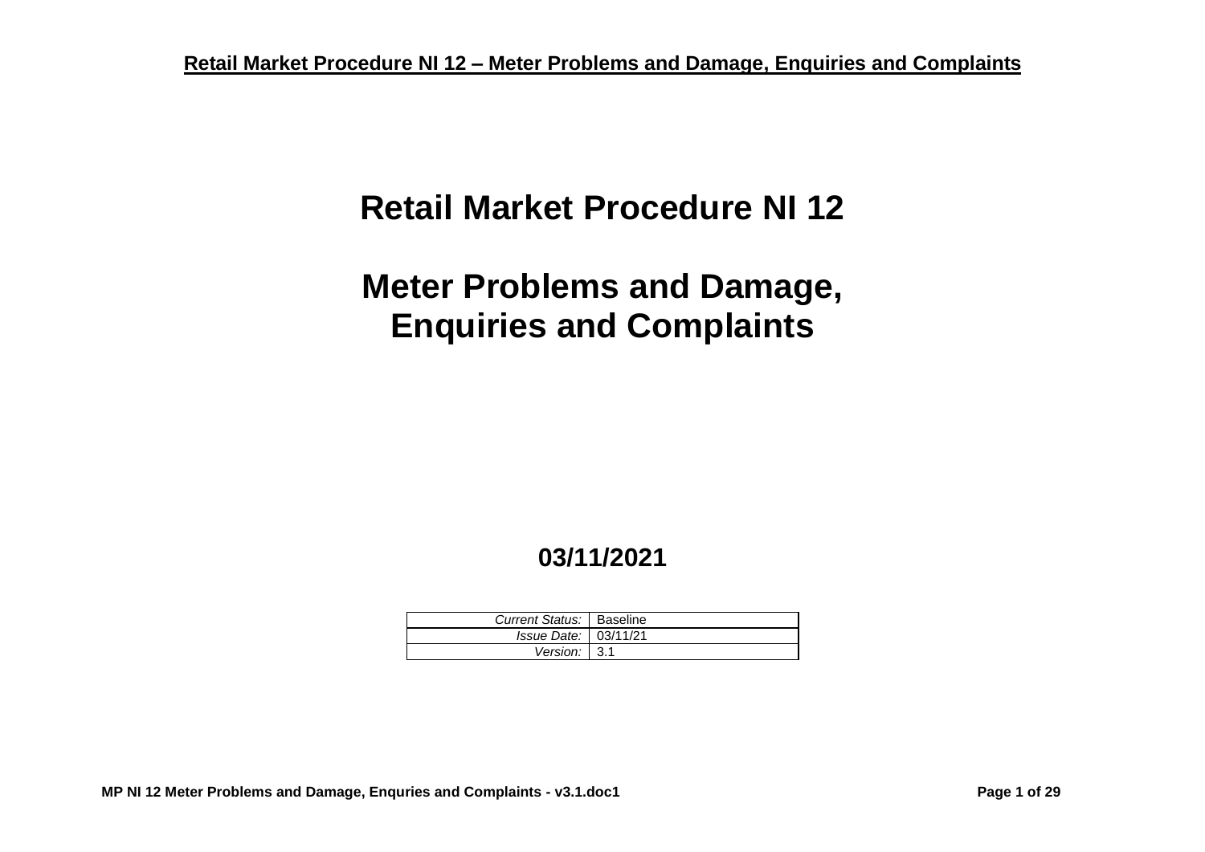# Retail Market Procedure NI 12

# Meter Problems and Damage, Enquiries and Complaints

**03/11/2021**

| | |
|---|---|
| *Current Status:* | Baseline |
| *Issue Date:* | 03/11/21 |
| *Version:* | 3.1 |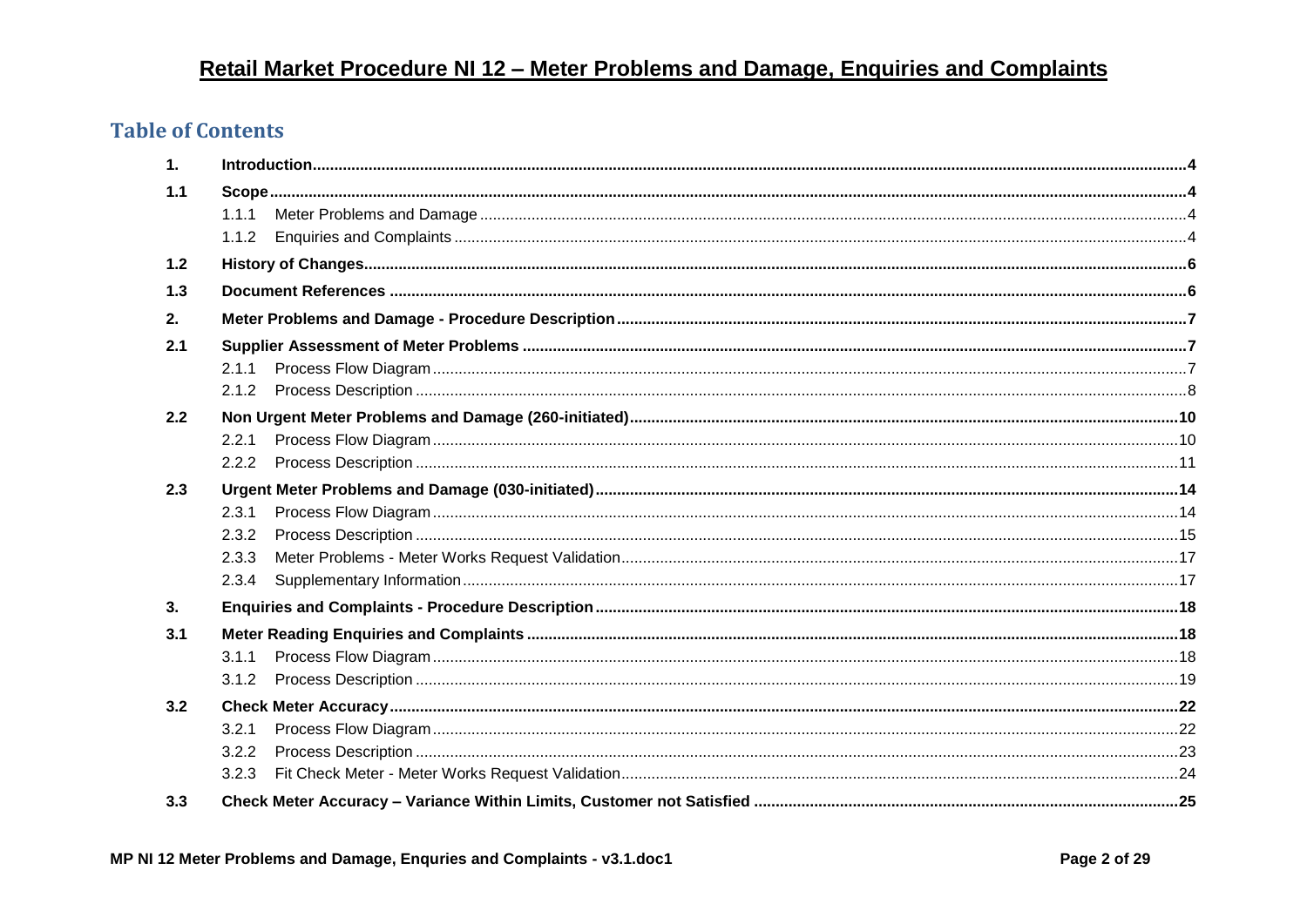# Retail Market Procedure NI 12 – Meter Problems and Damage, Enquiries and Complaints

## Table of Contents

| | | |
|---|---|---|
| **1.** | **Introduction** | **4** |
| **1.1** | **Scope** | **4** |
| | 1.1.1 Meter Problems and Damage | 4 |
| | 1.1.2 Enquiries and Complaints | 4 |
| **1.2** | **History of Changes** | **6** |
| **1.3** | **Document References** | **6** |
| **2.** | **Meter Problems and Damage - Procedure Description** | **7** |
| **2.1** | **Supplier Assessment of Meter Problems** | **7** |
| | 2.1.1 Process Flow Diagram | 7 |
| | 2.1.2 Process Description | 8 |
| **2.2** | **Non Urgent Meter Problems and Damage (260-initiated)** | **10** |
| | 2.2.1 Process Flow Diagram | 10 |
| | 2.2.2 Process Description | 11 |
| **2.3** | **Urgent Meter Problems and Damage (030-initiated)** | **14** |
| | 2.3.1 Process Flow Diagram | 14 |
| | 2.3.2 Process Description | 15 |
| | 2.3.3 Meter Problems - Meter Works Request Validation | 17 |
| | 2.3.4 Supplementary Information | 17 |
| **3.** | **Enquiries and Complaints - Procedure Description** | **18** |
| **3.1** | **Meter Reading Enquiries and Complaints** | **18** |
| | 3.1.1 Process Flow Diagram | 18 |
| | 3.1.2 Process Description | 19 |
| **3.2** | **Check Meter Accuracy** | **22** |
| | 3.2.1 Process Flow Diagram | 22 |
| | 3.2.2 Process Description | 23 |
| | 3.2.3 Fit Check Meter - Meter Works Request Validation | 24 |
| **3.3** | **Check Meter Accuracy – Variance Within Limits, Customer not Satisfied** | **25** |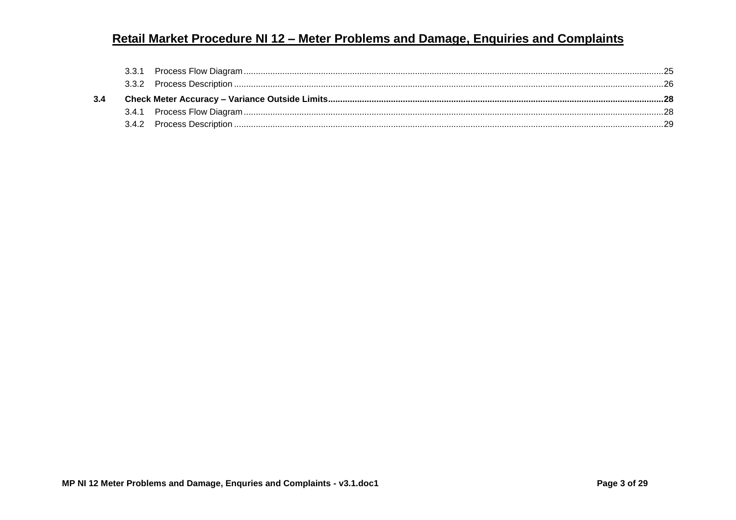3.3.1 Process Flow Diagram ........................................................................................................ 25
3.3.2 Process Description ........................................................................................................ 26

**3.4 Check Meter Accuracy – Variance Outside Limits ........................................................................ 28**

3.4.1 Process Flow Diagram ........................................................................................................ 28
3.4.2 Process Description ........................................................................................................ 29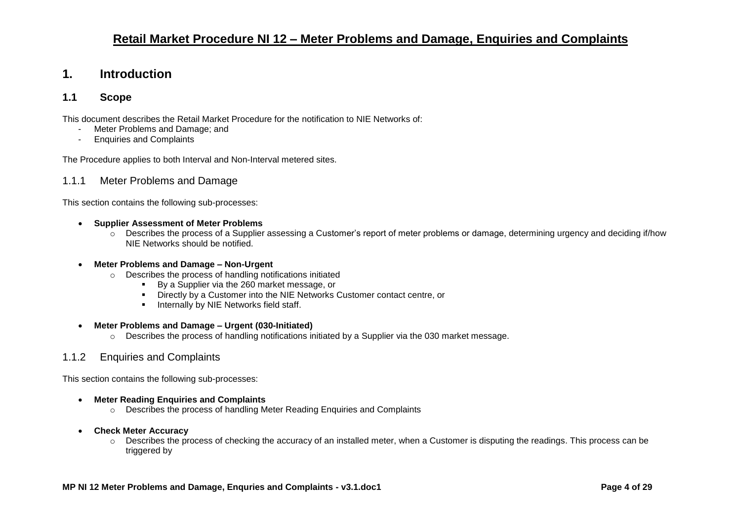# Retail Market Procedure NI 12 – Meter Problems and Damage, Enquiries and Complaints

## 1. Introduction

### 1.1 Scope

This document describes the Retail Market Procedure for the notification to NIE Networks of:

- Meter Problems and Damage; and
- Enquiries and Complaints

The Procedure applies to both Interval and Non-Interval metered sites.

#### 1.1.1 Meter Problems and Damage

This section contains the following sub-processes:

- **Supplier Assessment of Meter Problems**
  - Describes the process of a Supplier assessing a Customer's report of meter problems or damage, determining urgency and deciding if/how NIE Networks should be notified.
- **Meter Problems and Damage – Non-Urgent**
  - Describes the process of handling notifications initiated
    - By a Supplier via the 260 market message, or
    - Directly by a Customer into the NIE Networks Customer contact centre, or
    - Internally by NIE Networks field staff.
- **Meter Problems and Damage – Urgent (030-Initiated)**
  - Describes the process of handling notifications initiated by a Supplier via the 030 market message.

#### 1.1.2 Enquiries and Complaints

This section contains the following sub-processes:

- **Meter Reading Enquiries and Complaints**
  - Describes the process of handling Meter Reading Enquiries and Complaints
- **Check Meter Accuracy**
  - Describes the process of checking the accuracy of an installed meter, when a Customer is disputing the readings. This process can be triggered by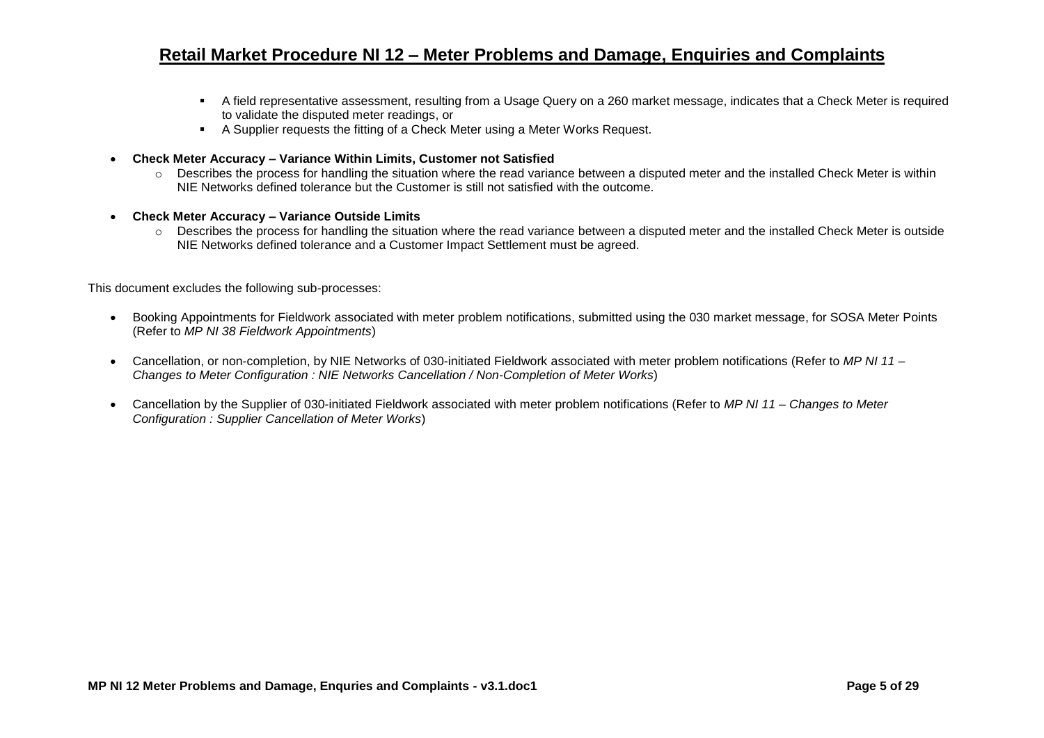- A field representative assessment, resulting from a Usage Query on a 260 market message, indicates that a Check Meter is required to validate the disputed meter readings, or
- A Supplier requests the fitting of a Check Meter using a Meter Works Request.

- **Check Meter Accuracy – Variance Within Limits, Customer not Satisfied**
  - Describes the process for handling the situation where the read variance between a disputed meter and the installed Check Meter is within NIE Networks defined tolerance but the Customer is still not satisfied with the outcome.

- **Check Meter Accuracy – Variance Outside Limits**
  - Describes the process for handling the situation where the read variance between a disputed meter and the installed Check Meter is outside NIE Networks defined tolerance and a Customer Impact Settlement must be agreed.

This document excludes the following sub-processes:

- Booking Appointments for Fieldwork associated with meter problem notifications, submitted using the 030 market message, for SOSA Meter Points (Refer to *MP NI 38 Fieldwork Appointments*)

- Cancellation, or non-completion, by NIE Networks of 030-initiated Fieldwork associated with meter problem notifications (Refer to *MP NI 11 – Changes to Meter Configuration : NIE Networks Cancellation / Non-Completion of Meter Works*)

- Cancellation by the Supplier of 030-initiated Fieldwork associated with meter problem notifications (Refer to *MP NI 11 – Changes to Meter Configuration : Supplier Cancellation of Meter Works*)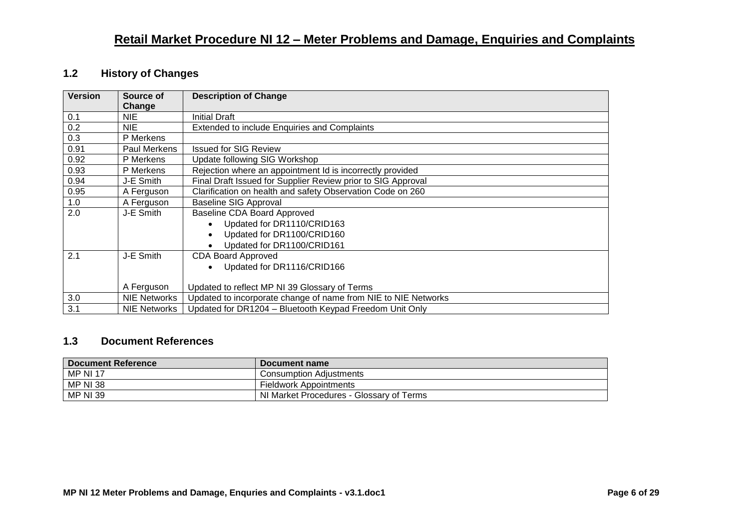# Retail Market Procedure NI 12 – Meter Problems and Damage, Enquiries and Complaints

### 1.2 History of Changes

| Version | Source of Change | Description of Change |
|---|---|---|
| 0.1 | NIE | Initial Draft |
| 0.2 | NIE | Extended to include Enquiries and Complaints |
| 0.3 | P Merkens | |
| 0.91 | Paul Merkens | Issued for SIG Review |
| 0.92 | P Merkens | Update following SIG Workshop |
| 0.93 | P Merkens | Rejection where an appointment Id is incorrectly provided |
| 0.94 | J-E Smith | Final Draft Issued for Supplier Review prior to SIG Approval |
| 0.95 | A Ferguson | Clarification on health and safety Observation Code on 260 |
| 1.0 | A Ferguson | Baseline SIG Approval |
| 2.0 | J-E Smith | Baseline CDA Board Approved<br>• Updated for DR1110/CRID163<br>• Updated for DR1100/CRID160<br>• Updated for DR1100/CRID161 |
| 2.1 | J-E Smith<br><br>A Ferguson | CDA Board Approved<br>• Updated for DR1116/CRID166<br><br>Updated to reflect MP NI 39 Glossary of Terms |
| 3.0 | NIE Networks | Updated to incorporate change of name from NIE to NIE Networks |
| 3.1 | NIE Networks | Updated for DR1204 – Bluetooth Keypad Freedom Unit Only |

### 1.3 Document References

| Document Reference | Document name |
|---|---|
| MP NI 17 | Consumption Adjustments |
| MP NI 38 | Fieldwork Appointments |
| MP NI 39 | NI Market Procedures - Glossary of Terms |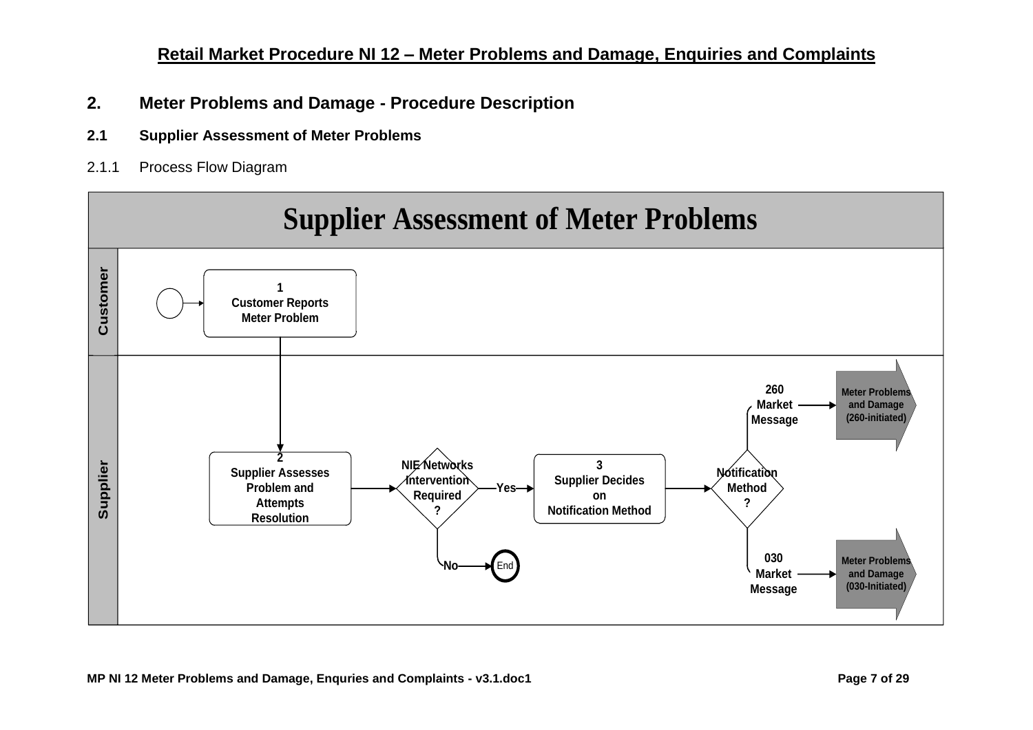## 2. Meter Problems and Damage - Procedure Description

### 2.1 Supplier Assessment of Meter Problems

2.1.1 Process Flow Diagram

**Supplier Assessment of Meter Problems**

**Customer**

1 Customer Reports Meter Problem

**Supplier**

2 Supplier Assesses Problem and Attempts Resolution

NIE Networks Intervention Required ?

Yes

No

End

3 Supplier Decides on Notification Method

Notification Method ?

260 Market Message

Meter Problems and Damage (260-initiated)

030 Market Message

Meter Problems and Damage (030-Initiated)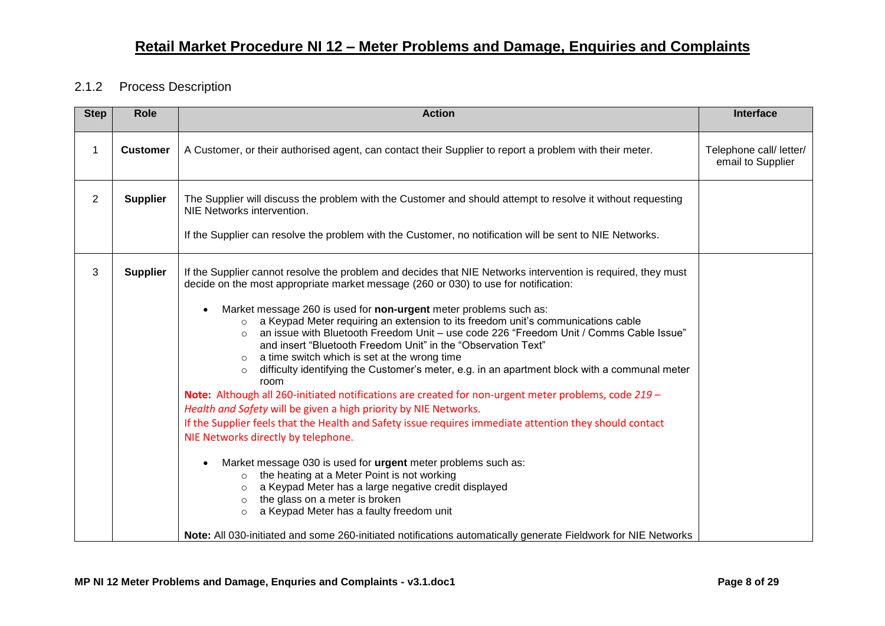# Retail Market Procedure NI 12 – Meter Problems and Damage, Enquiries and Complaints

## 2.1.2 Process Description

| Step | Role | Action | Interface |
|---|---|---|---|
| 1 | **Customer** | A Customer, or their authorised agent, can contact their Supplier to report a problem with their meter. | Telephone call/ letter/ email to Supplier |
| 2 | **Supplier** | The Supplier will discuss the problem with the Customer and should attempt to resolve it without requesting NIE Networks intervention.<br><br>If the Supplier can resolve the problem with the Customer, no notification will be sent to NIE Networks. | |
| 3 | **Supplier** | If the Supplier cannot resolve the problem and decides that NIE Networks intervention is required, they must decide on the most appropriate market message (260 or 030) to use for notification:<br><br>• Market message 260 is used for **non-urgent** meter problems such as:<br>&nbsp;&nbsp;○ a Keypad Meter requiring an extension to its freedom unit's communications cable<br>&nbsp;&nbsp;○ an issue with Bluetooth Freedom Unit – use code 226 "Freedom Unit / Comms Cable Issue" and insert "Bluetooth Freedom Unit" in the "Observation Text"<br>&nbsp;&nbsp;○ a time switch which is set at the wrong time<br>&nbsp;&nbsp;○ difficulty identifying the Customer's meter, e.g. in an apartment block with a communal meter room<br><br>**Note:** Although all 260-initiated notifications are created for non-urgent meter problems, code *219 – Health and Safety* will be given a high priority by NIE Networks.<br>If the Supplier feels that the Health and Safety issue requires immediate attention they should contact NIE Networks directly by telephone.<br><br>• Market message 030 is used for **urgent** meter problems such as:<br>&nbsp;&nbsp;○ the heating at a Meter Point is not working<br>&nbsp;&nbsp;○ a Keypad Meter has a large negative credit displayed<br>&nbsp;&nbsp;○ the glass on a meter is broken<br>&nbsp;&nbsp;○ a Keypad Meter has a faulty freedom unit<br><br>**Note:** All 030-initiated and some 260-initiated notifications automatically generate Fieldwork for NIE Networks | |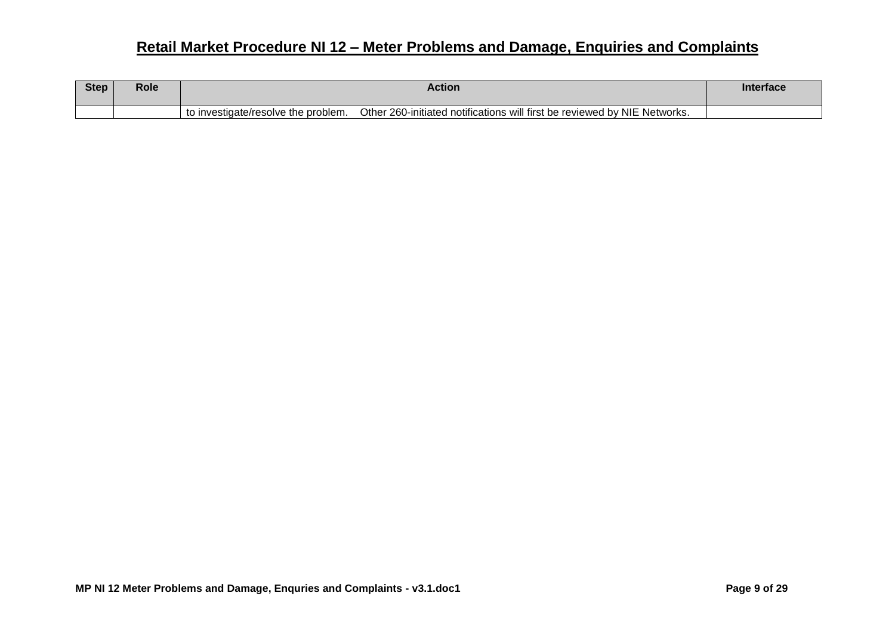| Step | Role | Action | Interface |
| --- | --- | --- | --- |
| | | to investigate/resolve the problem. Other 260-initiated notifications will first be reviewed by NIE Networks. | |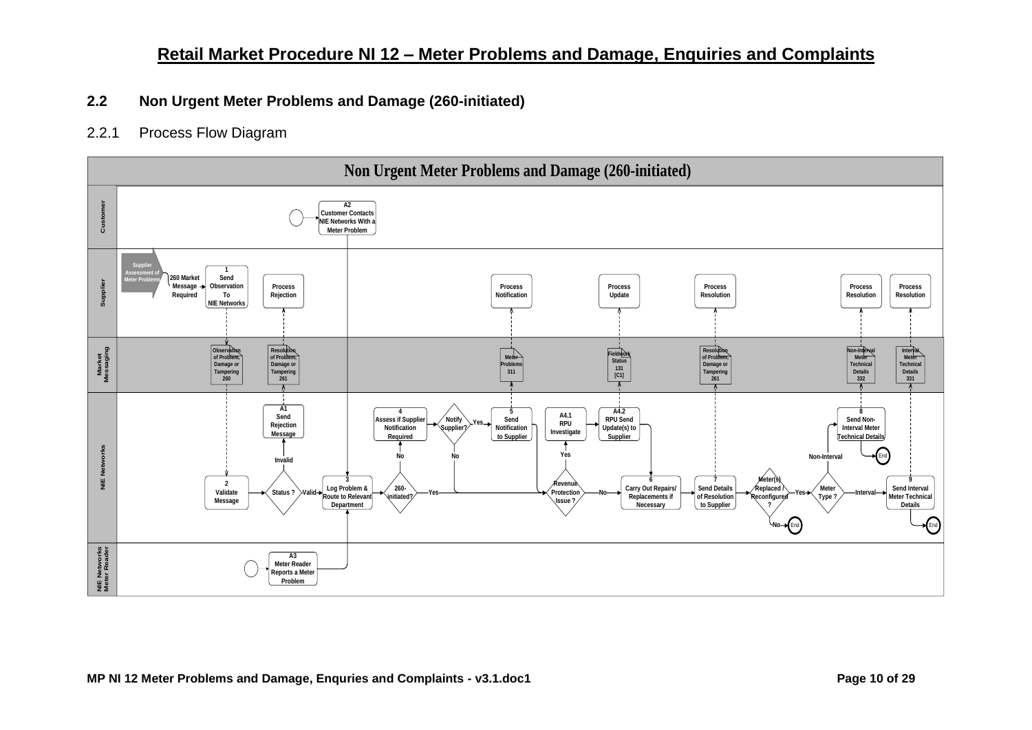## 2.2 Non Urgent Meter Problems and Damage (260-initiated)

### 2.2.1 Process Flow Diagram

**Non Urgent Meter Problems and Damage (260-initiated)**

**Customer**

- A2 Customer Contacts NIE Networks With a Meter Problem

**Supplier**

- Supplier Assessment of Meter Problems
- 260 Market Message Required
- 1 Send Observation To NIE Networks
- Process Rejection
- Process Notification
- Process Update
- Process Resolution
- Process Resolution
- Process Resolution

**Market Messaging**

- Observation of Problem, Damage or Tampering 260
- Resolution of Problem, Damage or Tampering 261
- Meter Problems 311
- Fieldwork Status 131 [C1]
- Resolution of Problem, Damage or Tampering 261
- Non-Interval Meter Technical Details 332
- Interval Meter Technical Details 331

**NIE Networks**

- 2 Validate Message
- Status ? – Invalid / Valid
- A1 Send Rejection Message
- 3 Log Problem & Route to Relevant Department
- 260-initiated? – Yes / No
- 4 Assess if Supplier Notification Required
- Notify Supplier? – Yes / No
- 5 Send Notification to Supplier
- Revenue Protection Issue ? – Yes / No
- A4.1 RPU Investigate
- A4.2 RPU Send Update(s) to Supplier
- 6 Carry Out Repairs/ Replacements if Necessary
- 7 Send Details of Resolution to Supplier
- Meter(s) Replaced / Reconfigured ? – Yes / No → End
- Meter Type ? – Non-Interval / Interval
- 8 Send Non-Interval Meter Technical Details → End
- 9 Send Interval Meter Technical Details → End

**NIE Networks Meter Reader**

- A3 Meter Reader Reports a Meter Problem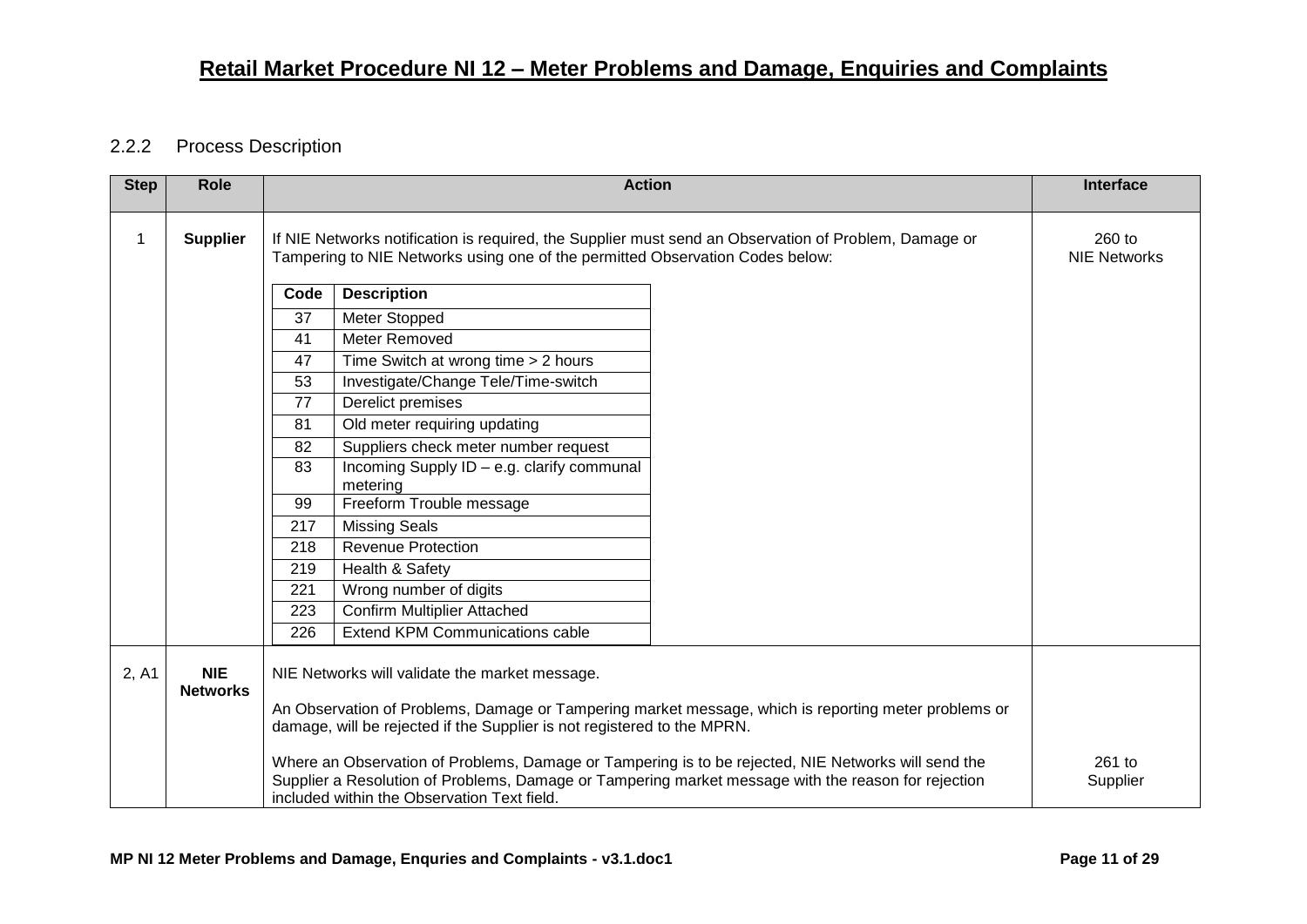### 2.2.2 Process Description

| Step | Role | Action | Interface |
|---|---|---|---|
| 1 | **Supplier** | If NIE Networks notification is required, the Supplier must send an Observation of Problem, Damage or Tampering to NIE Networks using one of the permitted Observation Codes below:<br><br>**Code** – **Description**<br>37 – Meter Stopped<br>41 – Meter Removed<br>47 – Time Switch at wrong time > 2 hours<br>53 – Investigate/Change Tele/Time-switch<br>77 – Derelict premises<br>81 – Old meter requiring updating<br>82 – Suppliers check meter number request<br>83 – Incoming Supply ID – e.g. clarify communal metering<br>99 – Freeform Trouble message<br>217 – Missing Seals<br>218 – Revenue Protection<br>219 – Health & Safety<br>221 – Wrong number of digits<br>223 – Confirm Multiplier Attached<br>226 – Extend KPM Communications cable | 260 to NIE Networks |
| 2, A1 | **NIE Networks** | NIE Networks will validate the market message.<br><br>An Observation of Problems, Damage or Tampering market message, which is reporting meter problems or damage, will be rejected if the Supplier is not registered to the MPRN.<br><br>Where an Observation of Problems, Damage or Tampering is to be rejected, NIE Networks will send the Supplier a Resolution of Problems, Damage or Tampering market message with the reason for rejection included within the Observation Text field. | 261 to Supplier |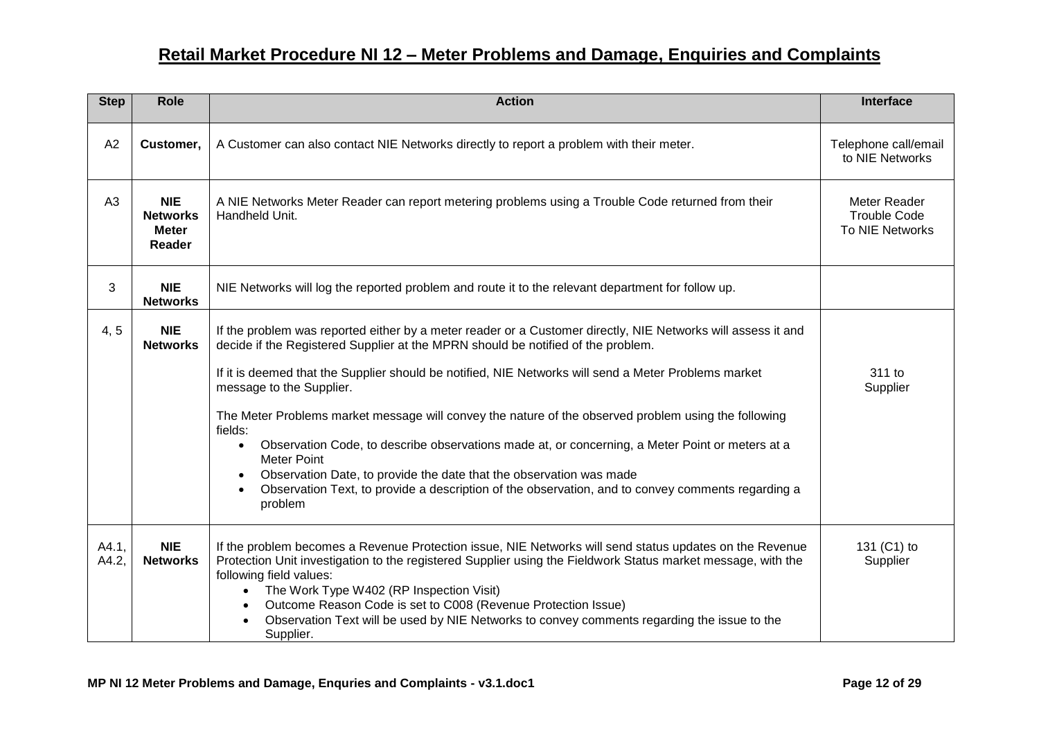## Retail Market Procedure NI 12 – Meter Problems and Damage, Enquiries and Complaints

| Step | Role | Action | Interface |
|---|---|---|---|
| A2 | **Customer,** | A Customer can also contact NIE Networks directly to report a problem with their meter. | Telephone call/email to NIE Networks |
| A3 | **NIE Networks Meter Reader** | A NIE Networks Meter Reader can report metering problems using a Trouble Code returned from their Handheld Unit. | Meter Reader Trouble Code To NIE Networks |
| 3 | **NIE Networks** | NIE Networks will log the reported problem and route it to the relevant department for follow up. | |
| 4, 5 | **NIE Networks** | If the problem was reported either by a meter reader or a Customer directly, NIE Networks will assess it and decide if the Registered Supplier at the MPRN should be notified of the problem.<br><br>If it is deemed that the Supplier should be notified, NIE Networks will send a Meter Problems market message to the Supplier.<br><br>The Meter Problems market message will convey the nature of the observed problem using the following fields:<br>• Observation Code, to describe observations made at, or concerning, a Meter Point or meters at a Meter Point<br>• Observation Date, to provide the date that the observation was made<br>• Observation Text, to provide a description of the observation, and to convey comments regarding a problem | 311 to Supplier |
| A4.1, A4.2, | **NIE Networks** | If the problem becomes a Revenue Protection issue, NIE Networks will send status updates on the Revenue Protection Unit investigation to the registered Supplier using the Fieldwork Status market message, with the following field values:<br>• The Work Type W402 (RP Inspection Visit)<br>• Outcome Reason Code is set to C008 (Revenue Protection Issue)<br>• Observation Text will be used by NIE Networks to convey comments regarding the issue to the Supplier. | 131 (C1) to Supplier |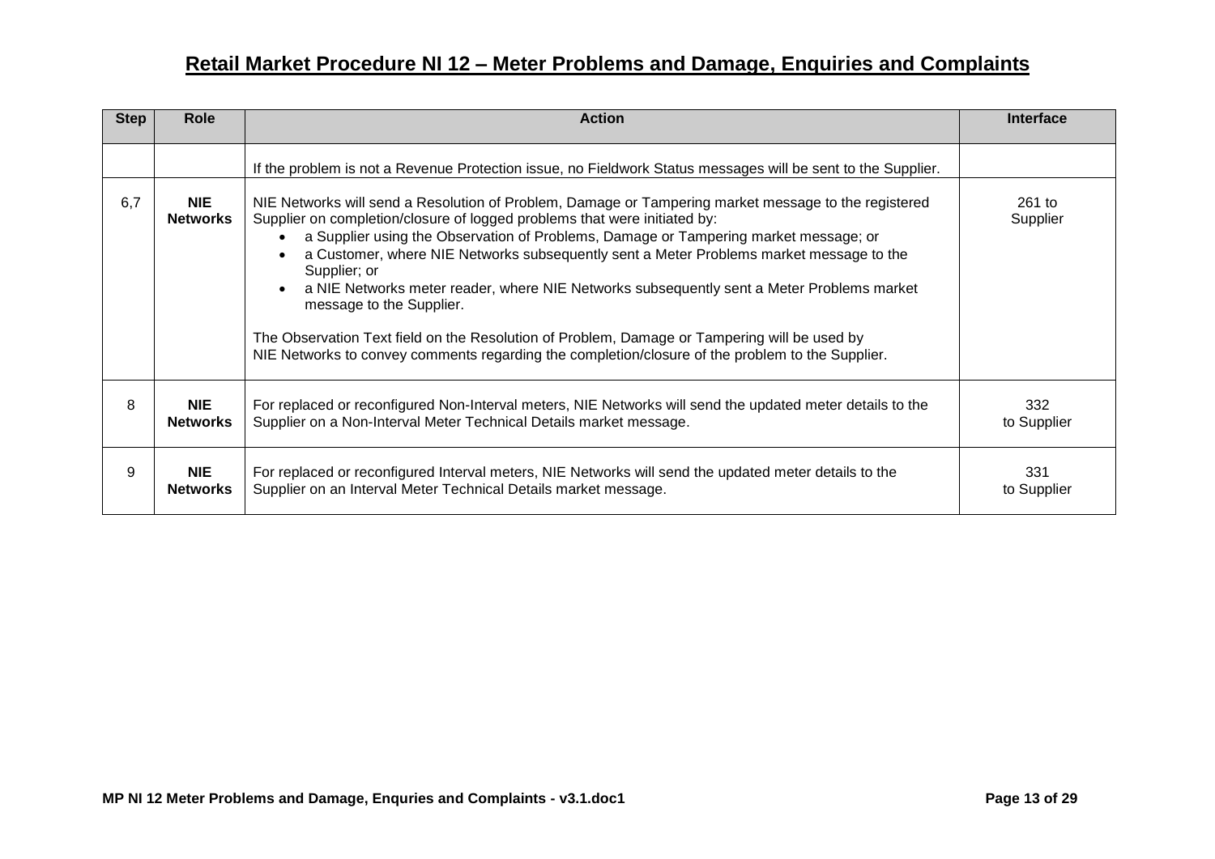## Retail Market Procedure NI 12 – Meter Problems and Damage, Enquiries and Complaints

| Step | Role | Action | Interface |
|---|---|---|---|
| | | If the problem is not a Revenue Protection issue, no Fieldwork Status messages will be sent to the Supplier. | |
| 6,7 | **NIE Networks** | NIE Networks will send a Resolution of Problem, Damage or Tampering market message to the registered Supplier on completion/closure of logged problems that were initiated by:<br>• a Supplier using the Observation of Problems, Damage or Tampering market message; or<br>• a Customer, where NIE Networks subsequently sent a Meter Problems market message to the Supplier; or<br>• a NIE Networks meter reader, where NIE Networks subsequently sent a Meter Problems market message to the Supplier.<br><br>The Observation Text field on the Resolution of Problem, Damage or Tampering will be used by NIE Networks to convey comments regarding the completion/closure of the problem to the Supplier. | 261 to Supplier |
| 8 | **NIE Networks** | For replaced or reconfigured Non-Interval meters, NIE Networks will send the updated meter details to the Supplier on a Non-Interval Meter Technical Details market message. | 332 to Supplier |
| 9 | **NIE Networks** | For replaced or reconfigured Interval meters, NIE Networks will send the updated meter details to the Supplier on an Interval Meter Technical Details market message. | 331 to Supplier |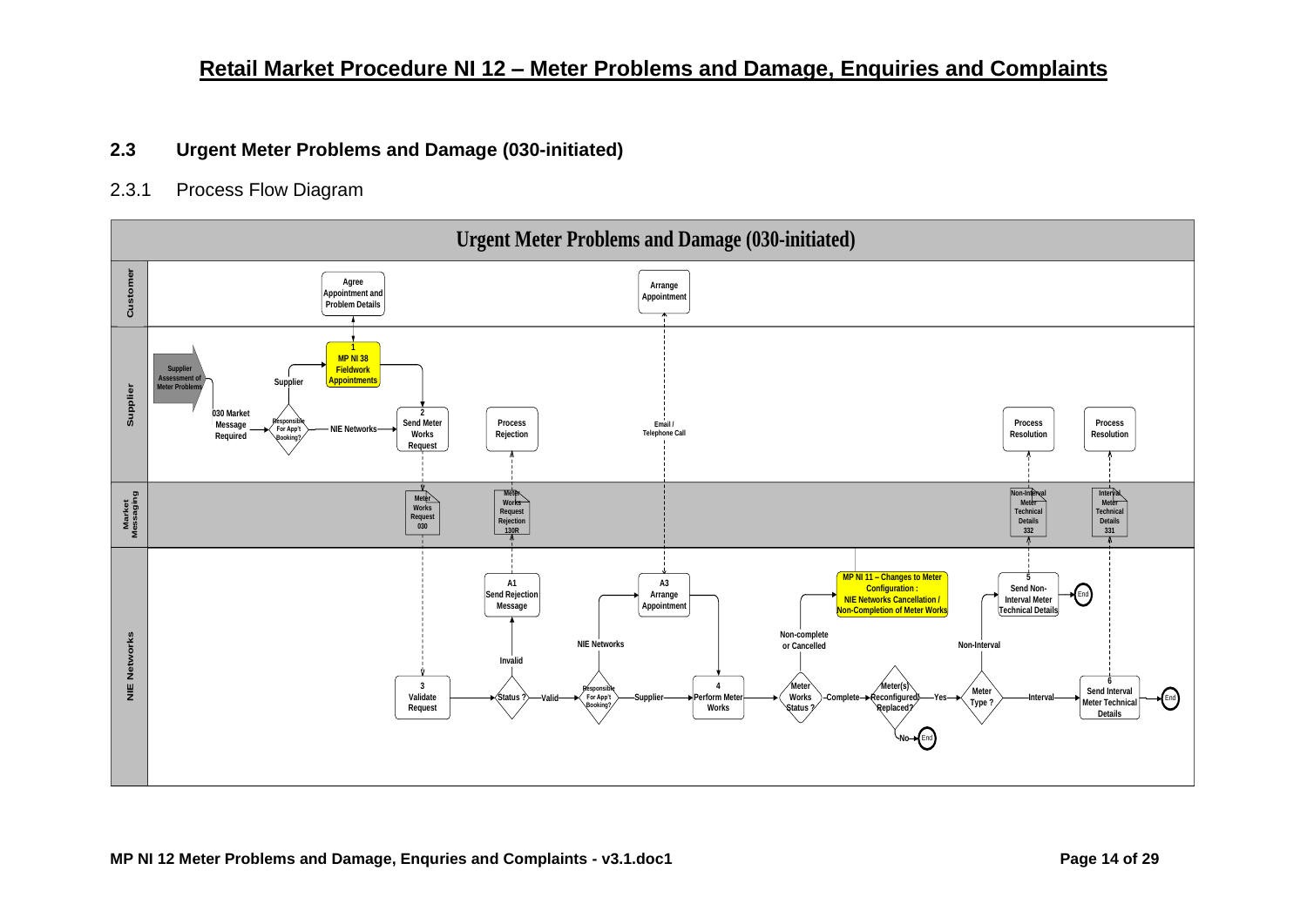## 2.3 Urgent Meter Problems and Damage (030-initiated)

### 2.3.1 Process Flow Diagram

**Urgent Meter Problems and Damage (030-initiated)**

**Customer**
- Agree Appointment and Problem Details
- Arrange Appointment

**Supplier**
- Supplier Assessment of Meter Problems
- 030 Market Message Required
- Responsible For App't Booking?
  - Supplier → 1 MP NI 38 Fieldwork Appointments
  - NIE Networks → 2 Send Meter Works Request
- Process Rejection
- Email / Telephone Call
- Process Resolution
- Process Resolution

**Market Messaging**
- Meter Works Request 030
- Meter Works Request Rejection 130R
- Non-Interval Meter Technical Details 332
- Interval Meter Technical Details 331

**NIE Networks**
- 3 Validate Request
- Status ?
  - Invalid → A1 Send Rejection Message
  - Valid → Responsible For App't Booking?
    - NIE Networks → A3 Arrange Appointment
    - Supplier → 4 Perform Meter Works
- Meter Works Status ?
  - Non-complete or Cancelled → MP NI 11 – Changes to Meter Configuration : NIE Networks Cancellation / Non-Completion of Meter Works
  - Complete → Meter(s) Reconfigured/ Replaced?
    - No → End
    - Yes → Meter Type ?
      - Non-Interval → 5 Send Non-Interval Meter Technical Details → End
      - Interval → 6 Send Interval Meter Technical Details → End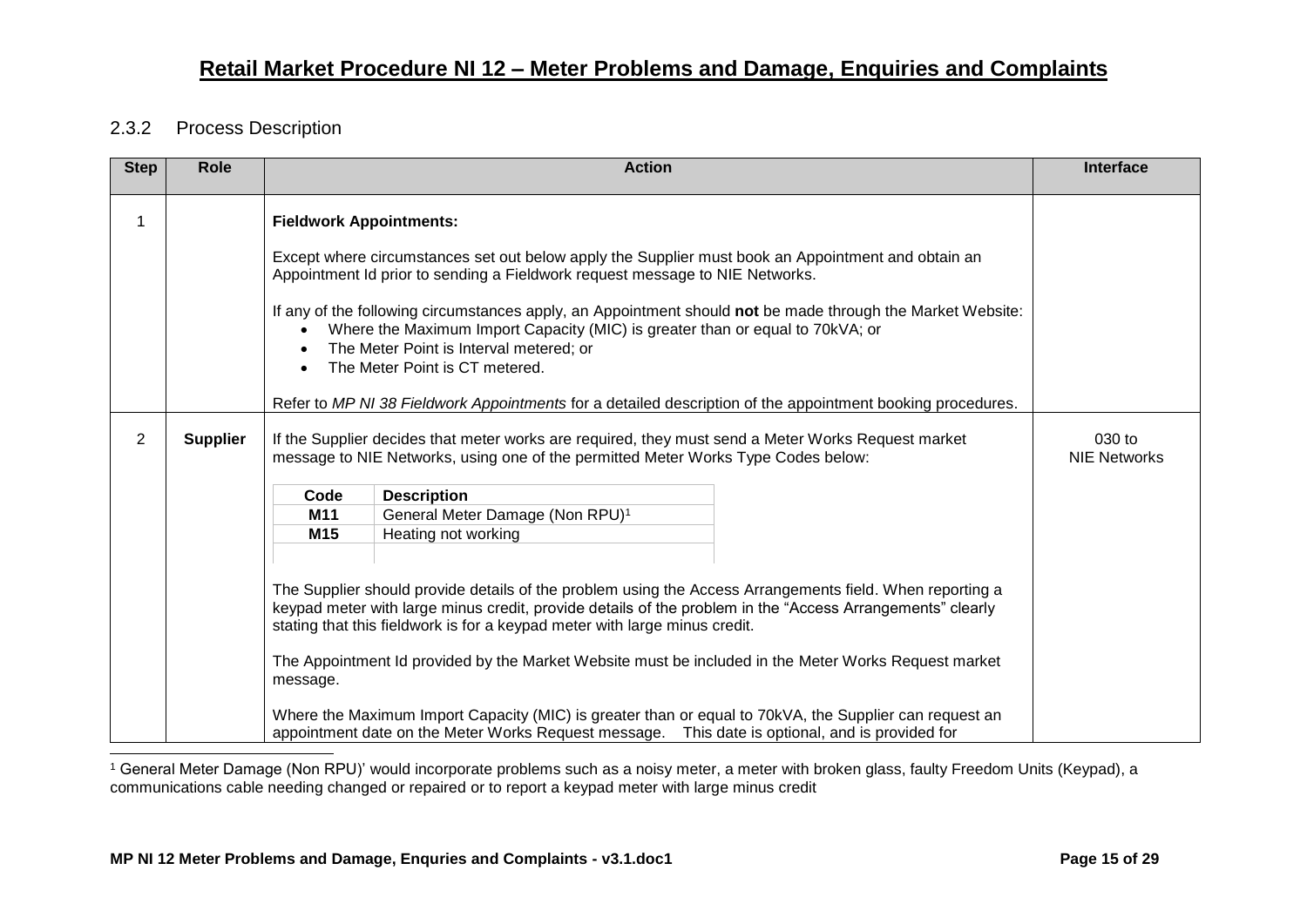### 2.3.2 Process Description

| Step | Role | Action | Interface |
|---|---|---|---|
| 1 | | **Fieldwork Appointments:**<br><br>Except where circumstances set out below apply the Supplier must book an Appointment and obtain an Appointment Id prior to sending a Fieldwork request message to NIE Networks.<br><br>If any of the following circumstances apply, an Appointment should **not** be made through the Market Website:<br>• Where the Maximum Import Capacity (MIC) is greater than or equal to 70kVA; or<br>• The Meter Point is Interval metered; or<br>• The Meter Point is CT metered.<br><br>Refer to *MP NI 38 Fieldwork Appointments* for a detailed description of the appointment booking procedures. | |
| 2 | **Supplier** | If the Supplier decides that meter works are required, they must send a Meter Works Request market message to NIE Networks, using one of the permitted Meter Works Type Codes below:<br><br>**Code** – **Description**<br>**M11** – General Meter Damage (Non RPU)[1]<br>**M15** – Heating not working<br><br>The Supplier should provide details of the problem using the Access Arrangements field. When reporting a keypad meter with large minus credit, provide details of the problem in the "Access Arrangements" clearly stating that this fieldwork is for a keypad meter with large minus credit.<br><br>The Appointment Id provided by the Market Website must be included in the Meter Works Request market message.<br><br>Where the Maximum Import Capacity (MIC) is greater than or equal to 70kVA, the Supplier can request an appointment date on the Meter Works Request message. This date is optional, and is provided for | 030 to NIE Networks |

[1] General Meter Damage (Non RPU)' would incorporate problems such as a noisy meter, a meter with broken glass, faulty Freedom Units (Keypad), a communications cable needing changed or repaired or to report a keypad meter with large minus credit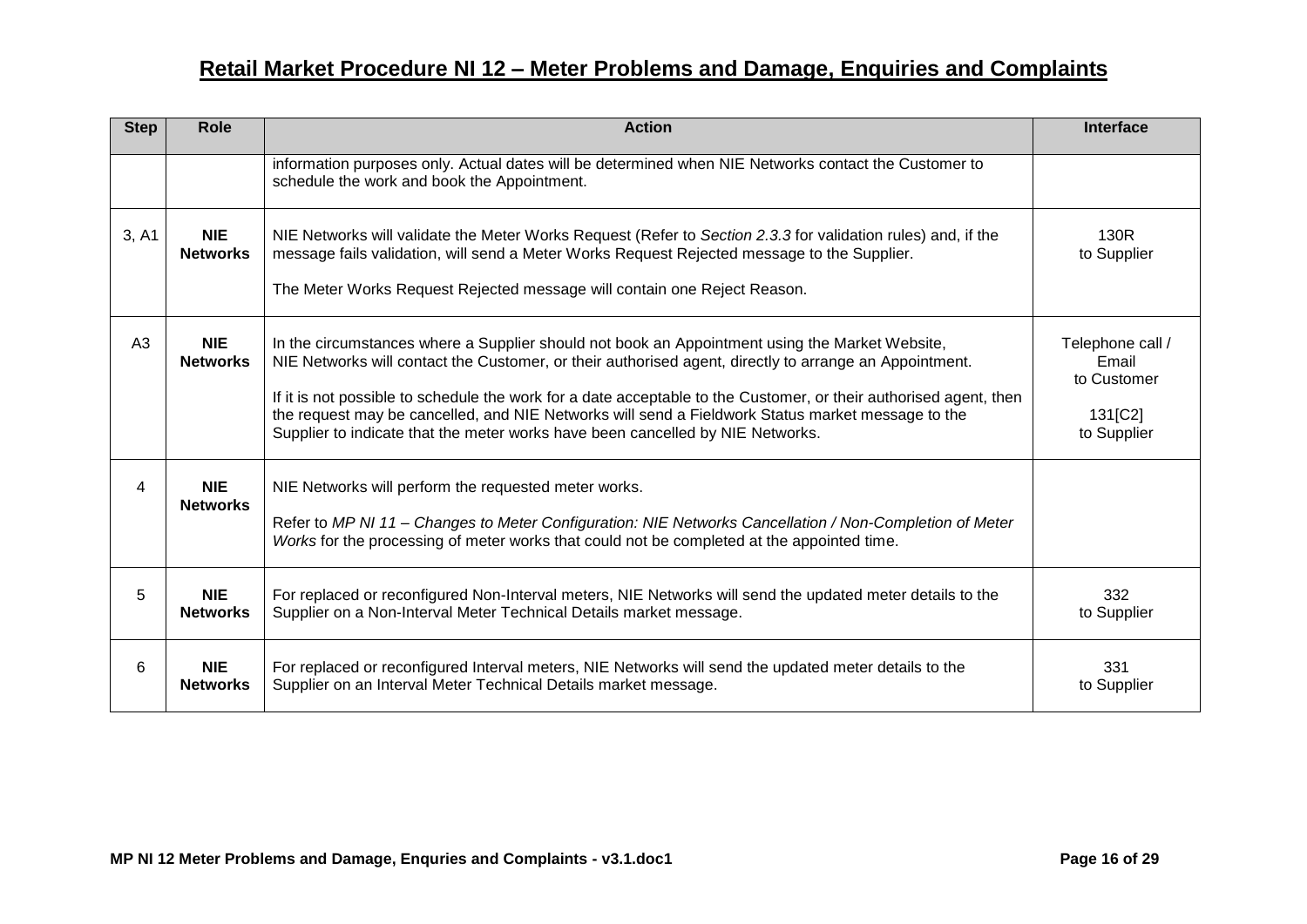## Retail Market Procedure NI 12 – Meter Problems and Damage, Enquiries and Complaints

| Step | Role | Action | Interface |
|---|---|---|---|
| | | information purposes only. Actual dates will be determined when NIE Networks contact the Customer to schedule the work and book the Appointment. | |
| 3, A1 | **NIE Networks** | NIE Networks will validate the Meter Works Request (Refer to *Section 2.3.3* for validation rules) and, if the message fails validation, will send a Meter Works Request Rejected message to the Supplier.<br><br>The Meter Works Request Rejected message will contain one Reject Reason. | 130R<br>to Supplier |
| A3 | **NIE Networks** | In the circumstances where a Supplier should not book an Appointment using the Market Website, NIE Networks will contact the Customer, or their authorised agent, directly to arrange an Appointment.<br><br>If it is not possible to schedule the work for a date acceptable to the Customer, or their authorised agent, then the request may be cancelled, and NIE Networks will send a Fieldwork Status market message to the Supplier to indicate that the meter works have been cancelled by NIE Networks. | Telephone call / Email<br>to Customer<br><br>131[C2]<br>to Supplier |
| 4 | **NIE Networks** | NIE Networks will perform the requested meter works.<br><br>Refer to *MP NI 11 – Changes to Meter Configuration: NIE Networks Cancellation / Non-Completion of Meter Works* for the processing of meter works that could not be completed at the appointed time. | |
| 5 | **NIE Networks** | For replaced or reconfigured Non-Interval meters, NIE Networks will send the updated meter details to the Supplier on a Non-Interval Meter Technical Details market message. | 332<br>to Supplier |
| 6 | **NIE Networks** | For replaced or reconfigured Interval meters, NIE Networks will send the updated meter details to the Supplier on an Interval Meter Technical Details market message. | 331<br>to Supplier |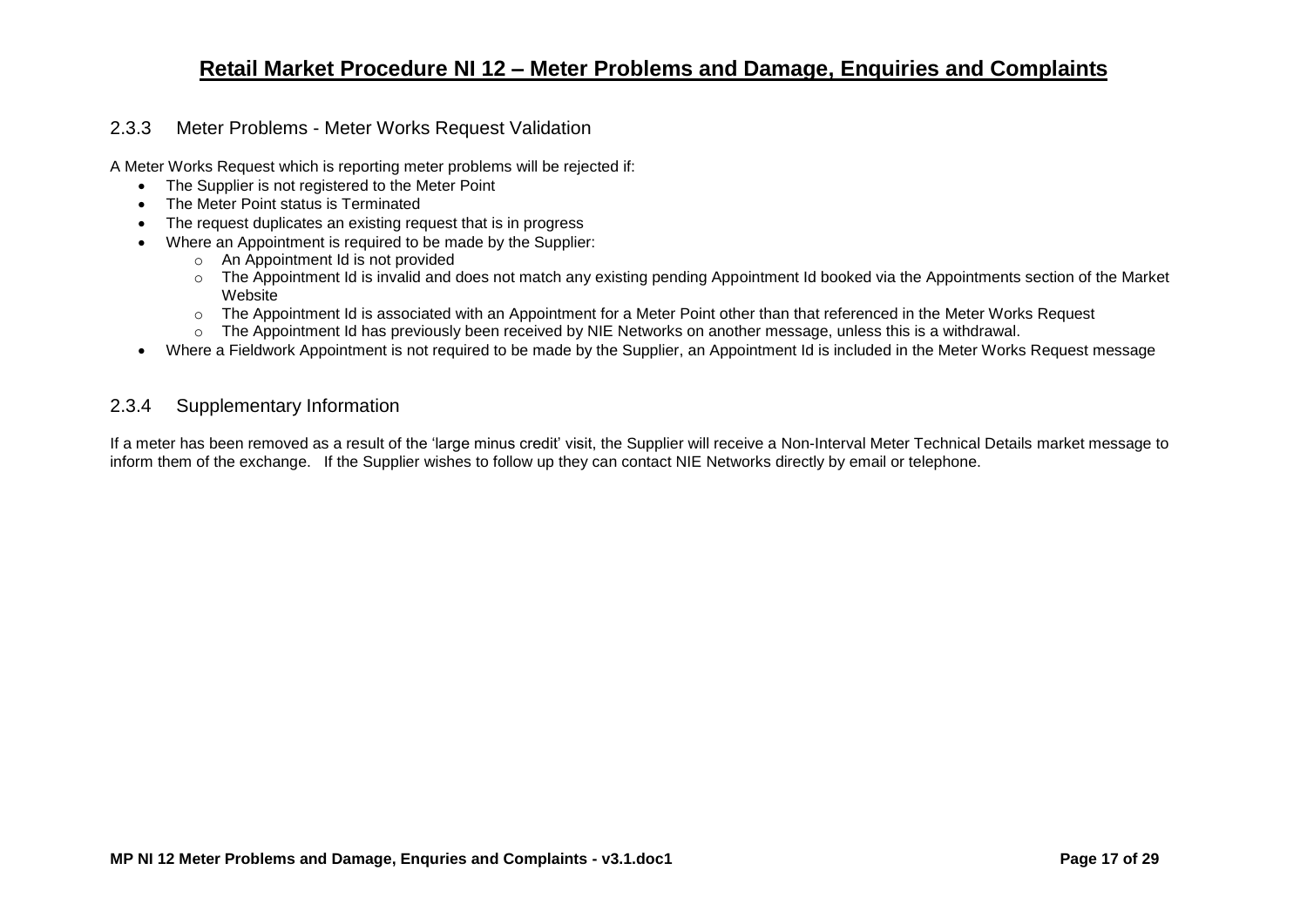### 2.3.3 Meter Problems - Meter Works Request Validation

A Meter Works Request which is reporting meter problems will be rejected if:

- The Supplier is not registered to the Meter Point
- The Meter Point status is Terminated
- The request duplicates an existing request that is in progress
- Where an Appointment is required to be made by the Supplier:
  - An Appointment Id is not provided
  - The Appointment Id is invalid and does not match any existing pending Appointment Id booked via the Appointments section of the Market Website
  - The Appointment Id is associated with an Appointment for a Meter Point other than that referenced in the Meter Works Request
  - The Appointment Id has previously been received by NIE Networks on another message, unless this is a withdrawal.
- Where a Fieldwork Appointment is not required to be made by the Supplier, an Appointment Id is included in the Meter Works Request message

### 2.3.4 Supplementary Information

If a meter has been removed as a result of the 'large minus credit' visit, the Supplier will receive a Non-Interval Meter Technical Details market message to inform them of the exchange. If the Supplier wishes to follow up they can contact NIE Networks directly by email or telephone.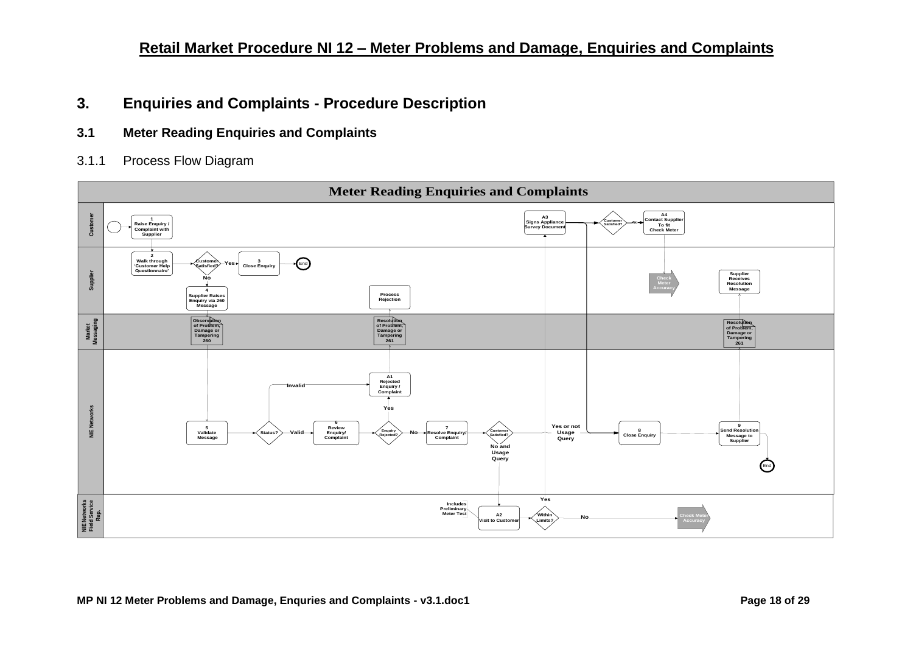## 3. Enquiries and Complaints - Procedure Description

### 3.1 Meter Reading Enquiries and Complaints

3.1.1 Process Flow Diagram

**Meter Reading Enquiries and Complaints**

**Customer**
- 1 Raise Enquiry / Complaint with Supplier
- A3 Signs Appliance Survey Document
- Customer Satisfied? No → A4 Contact Supplier To fit Check Meter

**Supplier**
- 2 Walk through 'Customer Help Questionnaire'
- Customer Satisfied? Yes → 3 Close Enquiry → End
- No → 4 Supplier Raises Enquiry via 260 Message
- Process Rejection
- Check Meter Accuracy
- Supplier Receives Resolution Message

**Market Messaging**
- Observation of Problem, Damage or Tampering 260
- Resolution of Problem, Damage or Tampering 261
- Resolution of Problem, Damage or Tampering 261

**NIE Networks**
- 5 Validate Message
- Status? Invalid → A1 Rejected Enquiry / Complaint
- Status? Valid → 6 Review Enquiry/ Complaint
- Enquiry Rejected? Yes → A1 Rejected Enquiry / Complaint
- Enquiry Rejected? No → 7 Resolve Enquiry/ Complaint
- Customer Satisfied? Yes or not Usage Query → 8 Close Enquiry → 9 Send Resolution Message to Supplier → End
- Customer Satisfied? No and Usage Query → A2 Visit to Customer

**NIE Networks Field Service Rep.**
- A2 Visit to Customer (Includes Preliminary Meter Test)
- Within Limits? Yes → A3 Signs Appliance Survey Document
- Within Limits? No → Check Meter Accuracy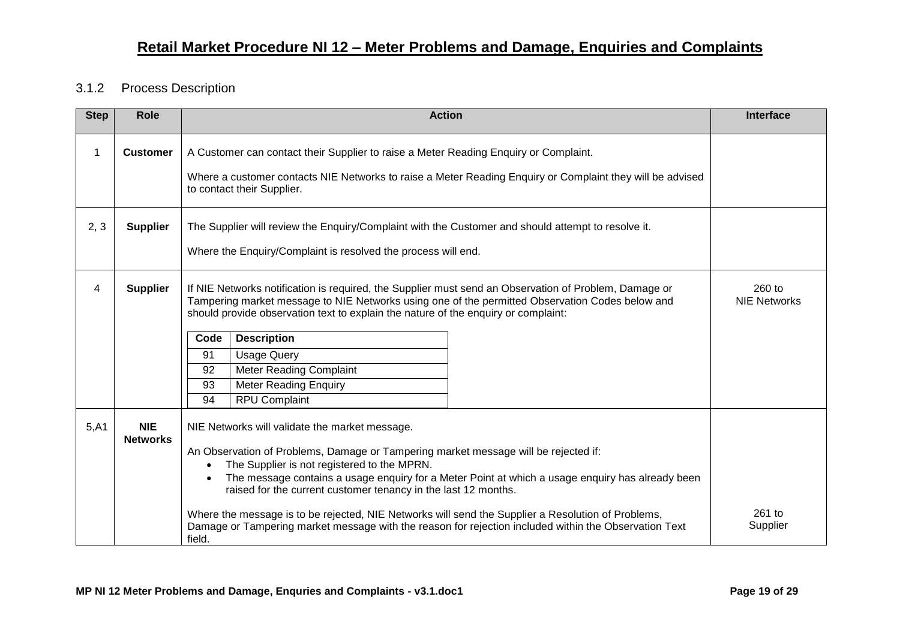# Retail Market Procedure NI 12 – Meter Problems and Damage, Enquiries and Complaints

### 3.1.2 Process Description

| Step | Role | Action | Interface |
|---|---|---|---|
| 1 | **Customer** | A Customer can contact their Supplier to raise a Meter Reading Enquiry or Complaint.<br><br>Where a customer contacts NIE Networks to raise a Meter Reading Enquiry or Complaint they will be advised to contact their Supplier. | |
| 2, 3 | **Supplier** | The Supplier will review the Enquiry/Complaint with the Customer and should attempt to resolve it.<br><br>Where the Enquiry/Complaint is resolved the process will end. | |
| 4 | **Supplier** | If NIE Networks notification is required, the Supplier must send an Observation of Problem, Damage or Tampering market message to NIE Networks using one of the permitted Observation Codes below and should provide observation text to explain the nature of the enquiry or complaint:<br><br>**Code** – **Description**<br>91 – Usage Query<br>92 – Meter Reading Complaint<br>93 – Meter Reading Enquiry<br>94 – RPU Complaint | 260 to NIE Networks |
| 5,A1 | **NIE Networks** | NIE Networks will validate the market message.<br><br>An Observation of Problems, Damage or Tampering market message will be rejected if:<br>• The Supplier is not registered to the MPRN.<br>• The message contains a usage enquiry for a Meter Point at which a usage enquiry has already been raised for the current customer tenancy in the last 12 months.<br><br>Where the message is to be rejected, NIE Networks will send the Supplier a Resolution of Problems, Damage or Tampering market message with the reason for rejection included within the Observation Text field. | 261 to Supplier |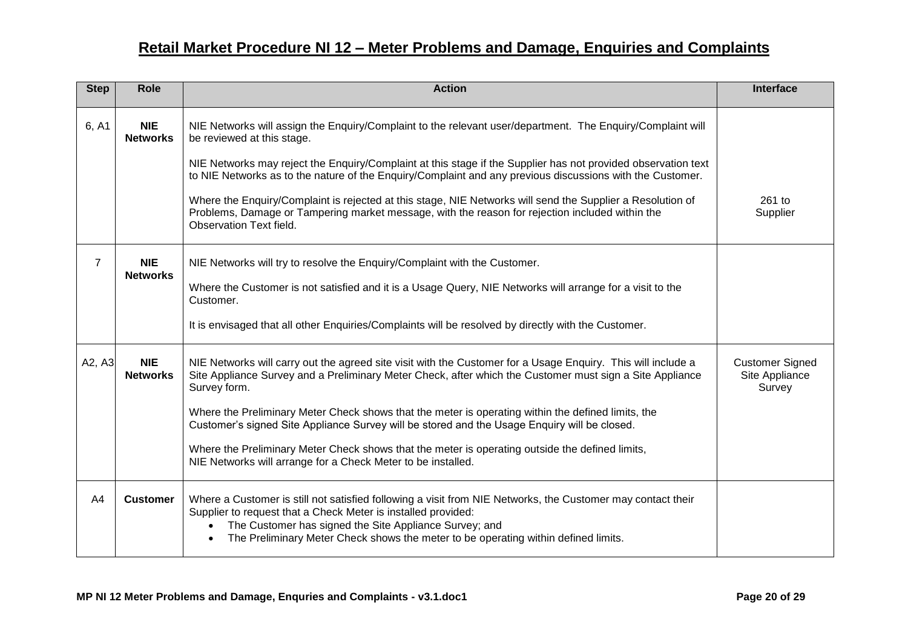## Retail Market Procedure NI 12 – Meter Problems and Damage, Enquiries and Complaints

| Step | Role | Action | Interface |
|---|---|---|---|
| 6, A1 | **NIE Networks** | NIE Networks will assign the Enquiry/Complaint to the relevant user/department. The Enquiry/Complaint will be reviewed at this stage.<br><br>NIE Networks may reject the Enquiry/Complaint at this stage if the Supplier has not provided observation text to NIE Networks as to the nature of the Enquiry/Complaint and any previous discussions with the Customer.<br><br>Where the Enquiry/Complaint is rejected at this stage, NIE Networks will send the Supplier a Resolution of Problems, Damage or Tampering market message, with the reason for rejection included within the Observation Text field. | 261 to Supplier |
| 7 | **NIE Networks** | NIE Networks will try to resolve the Enquiry/Complaint with the Customer.<br><br>Where the Customer is not satisfied and it is a Usage Query, NIE Networks will arrange for a visit to the Customer.<br><br>It is envisaged that all other Enquiries/Complaints will be resolved by directly with the Customer. | |
| A2, A3 | **NIE Networks** | NIE Networks will carry out the agreed site visit with the Customer for a Usage Enquiry. This will include a Site Appliance Survey and a Preliminary Meter Check, after which the Customer must sign a Site Appliance Survey form.<br><br>Where the Preliminary Meter Check shows that the meter is operating within the defined limits, the Customer's signed Site Appliance Survey will be stored and the Usage Enquiry will be closed.<br><br>Where the Preliminary Meter Check shows that the meter is operating outside the defined limits, NIE Networks will arrange for a Check Meter to be installed. | Customer Signed Site Appliance Survey |
| A4 | **Customer** | Where a Customer is still not satisfied following a visit from NIE Networks, the Customer may contact their Supplier to request that a Check Meter is installed provided:<br>• The Customer has signed the Site Appliance Survey; and<br>• The Preliminary Meter Check shows the meter to be operating within defined limits. | |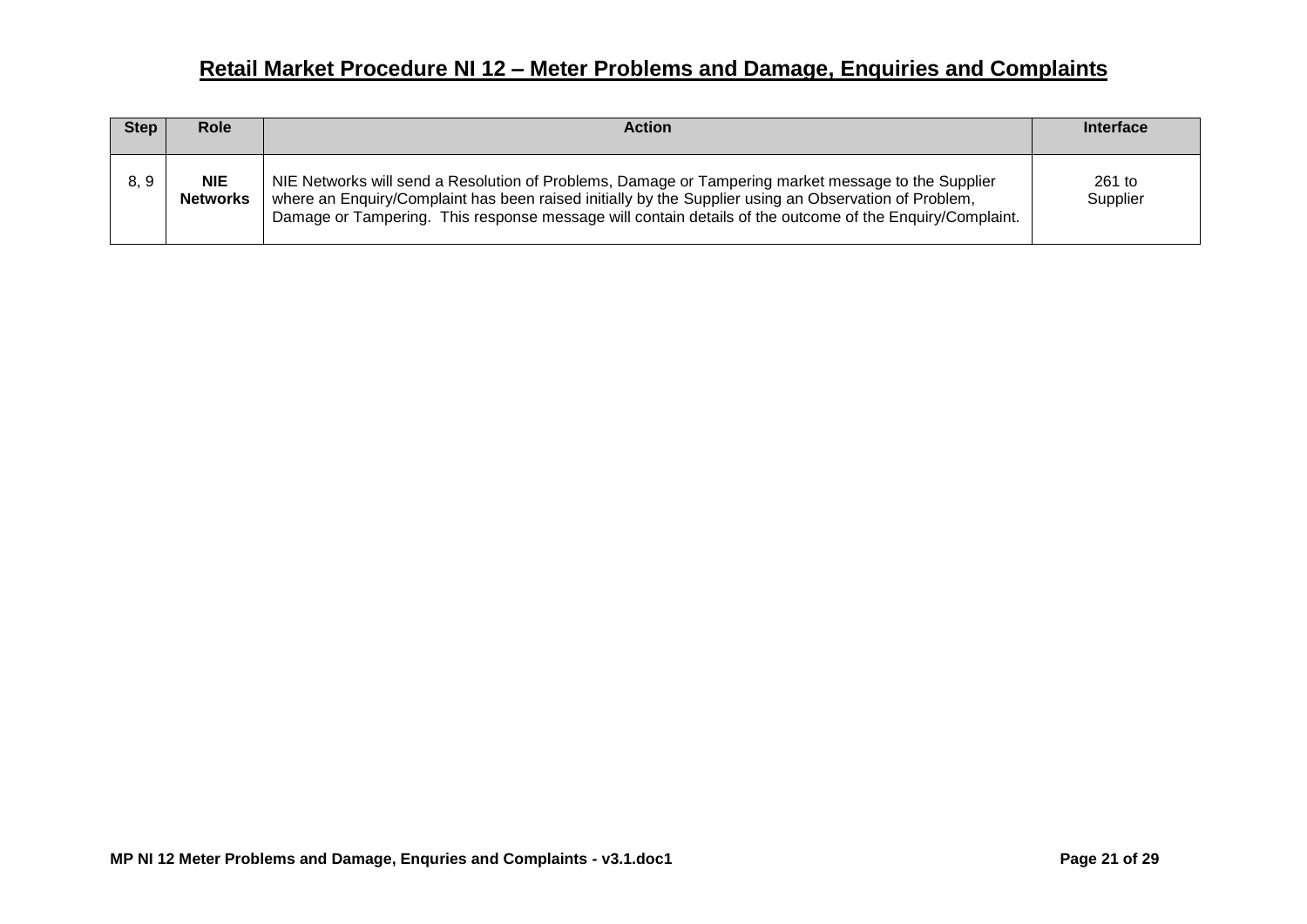## Retail Market Procedure NI 12 – Meter Problems and Damage, Enquiries and Complaints

| Step | Role | Action | Interface |
|---|---|---|---|
| 8, 9 | **NIE Networks** | NIE Networks will send a Resolution of Problems, Damage or Tampering market message to the Supplier where an Enquiry/Complaint has been raised initially by the Supplier using an Observation of Problem, Damage or Tampering. This response message will contain details of the outcome of the Enquiry/Complaint. | 261 to Supplier |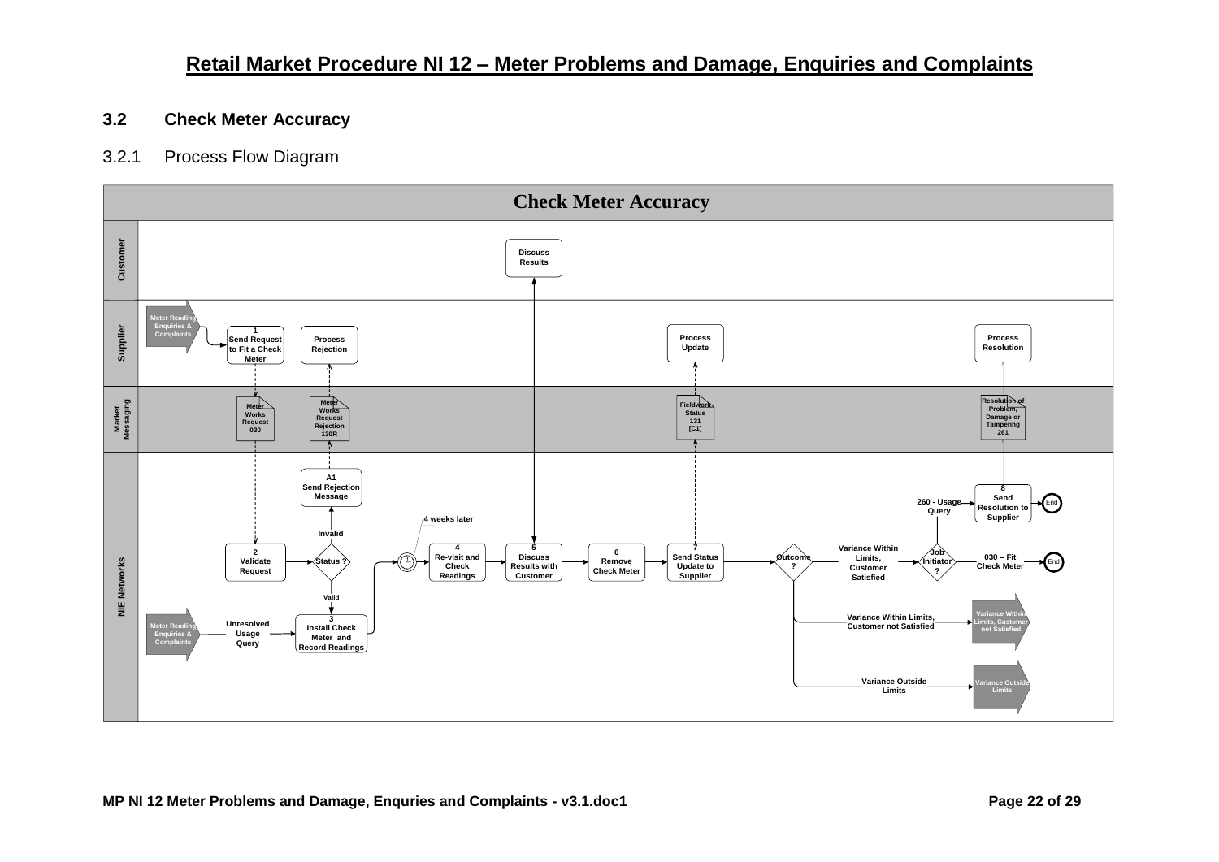## 3.2 Check Meter Accuracy

### 3.2.1 Process Flow Diagram

**Check Meter Accuracy**

**Customer**
- Discuss Results

**Supplier**
- Meter Reading Enquiries & Complaints
- 1 Send Request to Fit a Check Meter
- Process Rejection
- Process Update
- Process Resolution

**Market Messaging**
- Meter Works Request 030
- Meter Works Request Rejection 130R
- Fieldwork Status 131 [C1]
- Resolution of Problem, Damage or Tampering 261

**NIE Networks**
- A1 Send Rejection Message
- Invalid
- 2 Validate Request
- Status ?
- Valid
- Meter Reading Enquiries & Complaints
- Unresolved Usage Query
- 3 Install Check Meter and Record Readings
- 4 weeks later
- 4 Re-visit and Check Readings
- 5 Discuss Results with Customer
- 6 Remove Check Meter
- 7 Send Status Update to Supplier
- Outcome ?
- Variance Within Limits, Customer Satisfied
- Job Initiator ?
- 260 - Usage Query
- 8 Send Resolution to Supplier
- End
- 030 – Fit Check Meter
- End
- Variance Within Limits, Customer not Satisfied
- Variance Within Limits, Customer not Satisfied
- Variance Outside Limits
- Variance Outside Limits

MP NI 12 Meter Problems and Damage, Enquries and Complaints - v3.1.doc1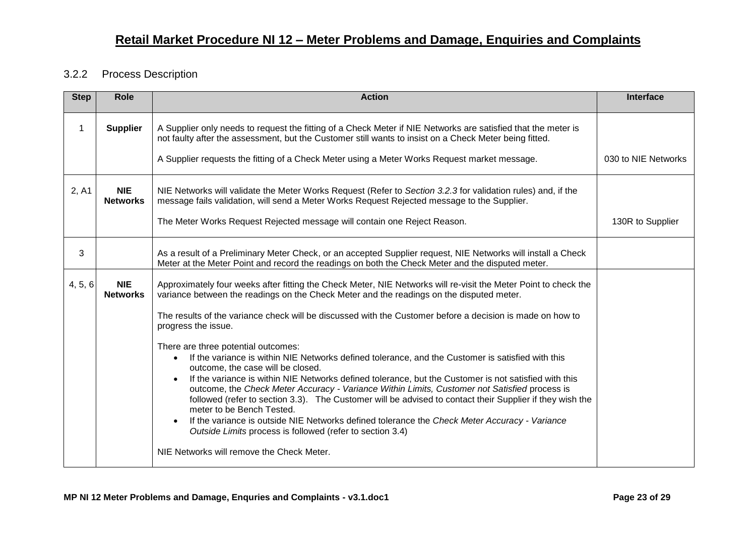# Retail Market Procedure NI 12 – Meter Problems and Damage, Enquiries and Complaints

### 3.2.2 Process Description

| Step | Role | Action | Interface |
|---|---|---|---|
| 1 | **Supplier** | A Supplier only needs to request the fitting of a Check Meter if NIE Networks are satisfied that the meter is not faulty after the assessment, but the Customer still wants to insist on a Check Meter being fitted.<br><br>A Supplier requests the fitting of a Check Meter using a Meter Works Request market message. | 030 to NIE Networks |
| 2, A1 | **NIE Networks** | NIE Networks will validate the Meter Works Request (Refer to *Section 3.2.3* for validation rules) and, if the message fails validation, will send a Meter Works Request Rejected message to the Supplier.<br><br>The Meter Works Request Rejected message will contain one Reject Reason. | 130R to Supplier |
| 3 | | As a result of a Preliminary Meter Check, or an accepted Supplier request, NIE Networks will install a Check Meter at the Meter Point and record the readings on both the Check Meter and the disputed meter. | |
| 4, 5, 6 | **NIE Networks** | Approximately four weeks after fitting the Check Meter, NIE Networks will re-visit the Meter Point to check the variance between the readings on the Check Meter and the readings on the disputed meter.<br><br>The results of the variance check will be discussed with the Customer before a decision is made on how to progress the issue.<br><br>There are three potential outcomes:<br>• If the variance is within NIE Networks defined tolerance, and the Customer is satisfied with this outcome, the case will be closed.<br>• If the variance is within NIE Networks defined tolerance, but the Customer is not satisfied with this outcome, the *Check Meter Accuracy - Variance Within Limits, Customer not Satisfied* process is followed (refer to section 3.3). The Customer will be advised to contact their Supplier if they wish the meter to be Bench Tested.<br>• If the variance is outside NIE Networks defined tolerance the *Check Meter Accuracy - Variance Outside Limits* process is followed (refer to section 3.4)<br><br>NIE Networks will remove the Check Meter. | |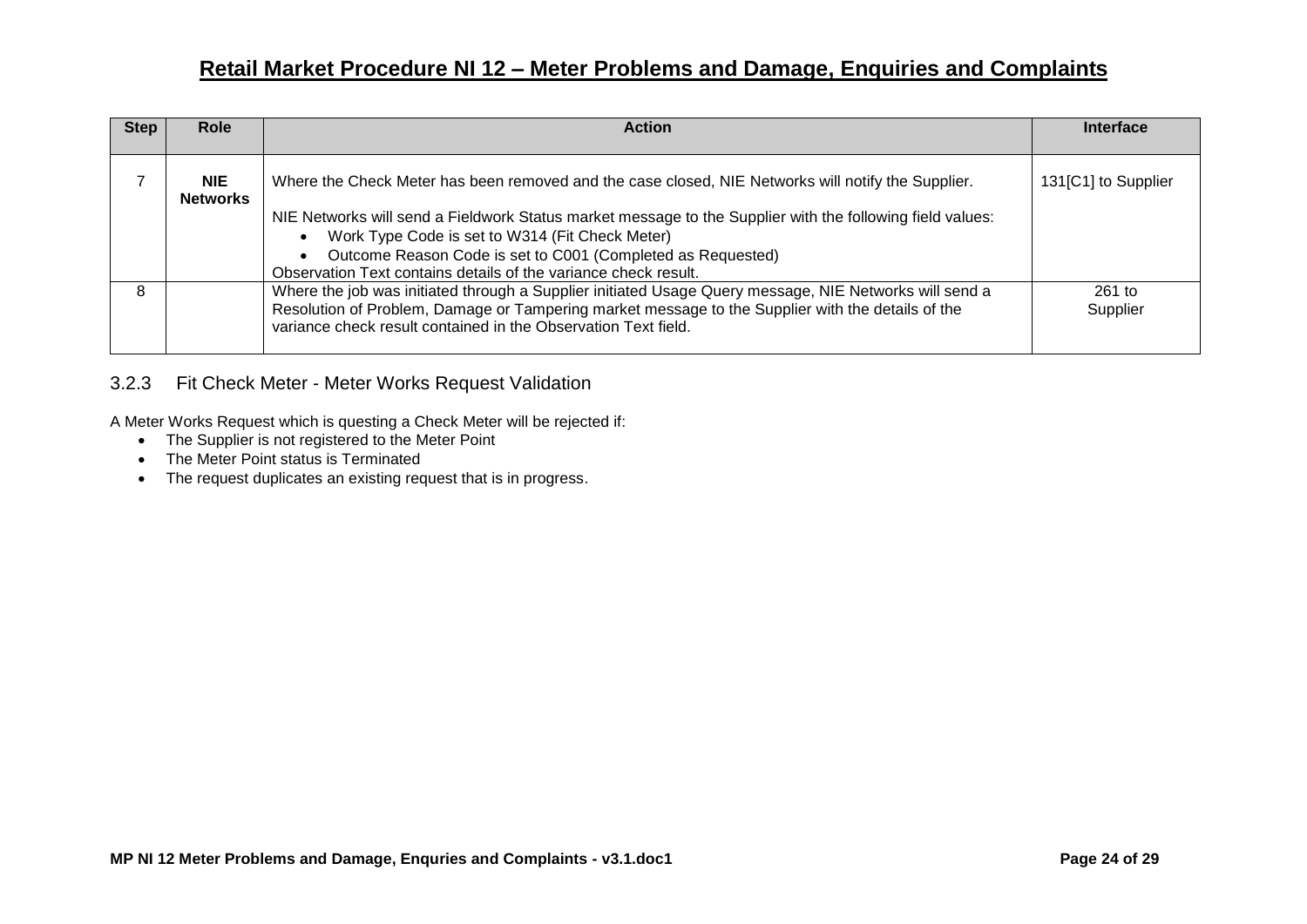| Step | Role | Action | Interface |
|---|---|---|---|
| 7 | **NIE Networks** | Where the Check Meter has been removed and the case closed, NIE Networks will notify the Supplier.<br><br>NIE Networks will send a Fieldwork Status market message to the Supplier with the following field values:<br>• Work Type Code is set to W314 (Fit Check Meter)<br>• Outcome Reason Code is set to C001 (Completed as Requested)<br>Observation Text contains details of the variance check result. | 131[C1] to Supplier |
| 8 | | Where the job was initiated through a Supplier initiated Usage Query message, NIE Networks will send a Resolution of Problem, Damage or Tampering market message to the Supplier with the details of the variance check result contained in the Observation Text field. | 261 to Supplier |

### 3.2.3 Fit Check Meter - Meter Works Request Validation

A Meter Works Request which is questing a Check Meter will be rejected if:

- The Supplier is not registered to the Meter Point
- The Meter Point status is Terminated
- The request duplicates an existing request that is in progress.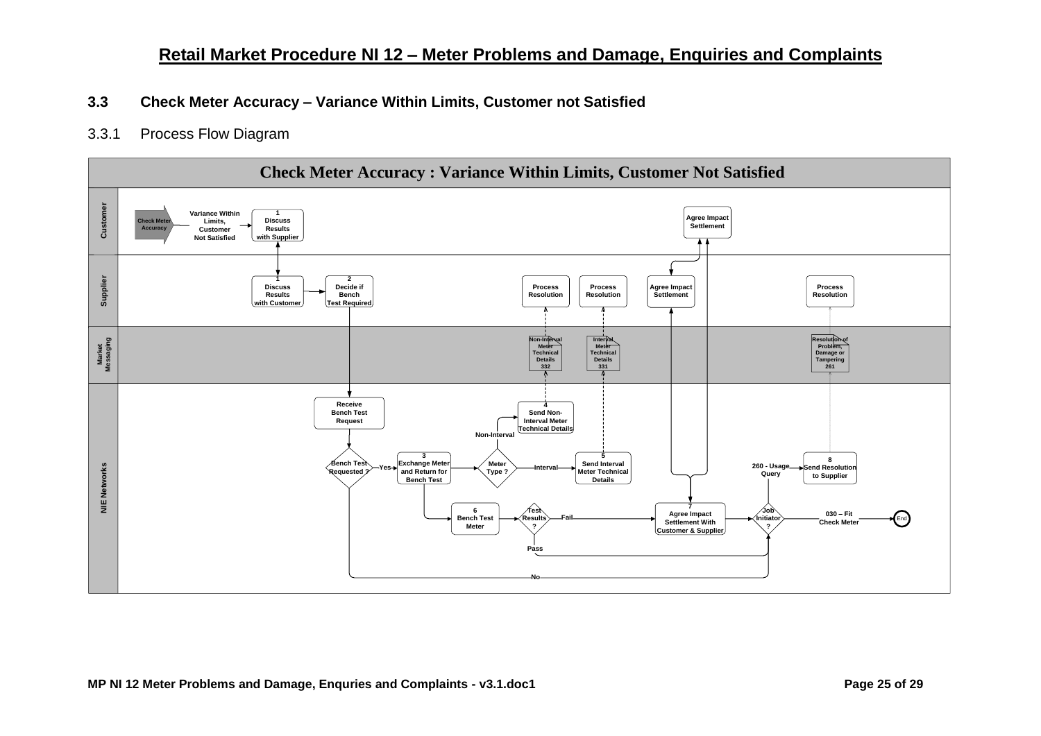## 3.3 Check Meter Accuracy – Variance Within Limits, Customer not Satisfied

### 3.3.1 Process Flow Diagram

**Check Meter Accuracy : Variance Within Limits, Customer Not Satisfied**

**Customer**

- Check Meter Accuracy → Variance Within Limits, Customer Not Satisfied → 1 Discuss Results with Supplier
- Agree Impact Settlement

**Supplier**

- 1 Discuss Results with Customer → 2 Decide if Bench Test Required
- Process Resolution
- Process Resolution
- Agree Impact Settlement
- Process Resolution

**Market Messaging**

- Non-Interval Meter Technical Details 332
- Interval Meter Technical Details 331
- Resolution of Problem, Damage or Tampering 261

**NIE Networks**

- Receive Bench Test Request
- Bench Test Requested ? — Yes → 3 Exchange Meter and Return for Bench Test; No → Job Initiator ?
- 3 Exchange Meter and Return for Bench Test → Meter Type ?
- Meter Type ? — Non-Interval → 4 Send Non-Interval Meter Technical Details; Interval → 5 Send Interval Meter Technical Details
- 3 Exchange Meter and Return for Bench Test → 6 Bench Test Meter → Test Results ?
- Test Results ? — Fail → 7 Agree Settlement With Customer & Supplier; Pass → Job Initiator ?
- 7 Agree Settlement With Customer & Supplier → Job Initiator ?
- Job Initiator ? — 260 - Usage Query → 8 Send Resolution to Supplier; 030 – Fit Check Meter → End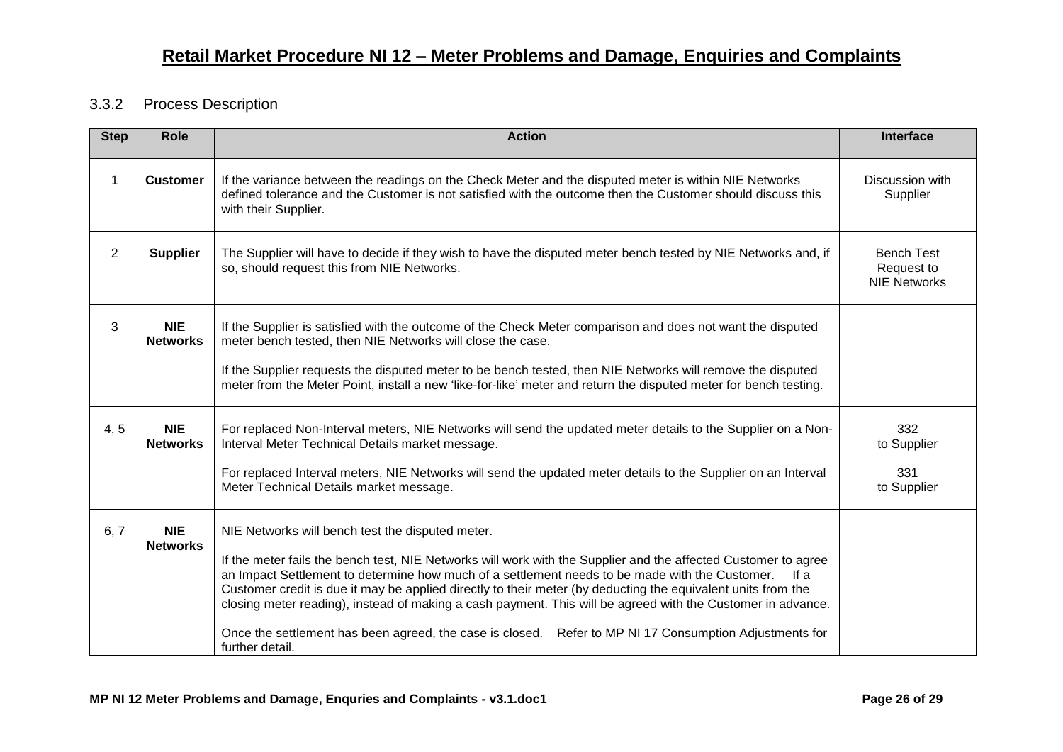# Retail Market Procedure NI 12 – Meter Problems and Damage, Enquiries and Complaints

### 3.3.2 Process Description

| Step | Role | Action | Interface |
|---|---|---|---|
| 1 | **Customer** | If the variance between the readings on the Check Meter and the disputed meter is within NIE Networks defined tolerance and the Customer is not satisfied with the outcome then the Customer should discuss this with their Supplier. | Discussion with Supplier |
| 2 | **Supplier** | The Supplier will have to decide if they wish to have the disputed meter bench tested by NIE Networks and, if so, should request this from NIE Networks. | Bench Test Request to NIE Networks |
| 3 | **NIE Networks** | If the Supplier is satisfied with the outcome of the Check Meter comparison and does not want the disputed meter bench tested, then NIE Networks will close the case.<br><br>If the Supplier requests the disputed meter to be bench tested, then NIE Networks will remove the disputed meter from the Meter Point, install a new 'like-for-like' meter and return the disputed meter for bench testing. | |
| 4, 5 | **NIE Networks** | For replaced Non-Interval meters, NIE Networks will send the updated meter details to the Supplier on a Non-Interval Meter Technical Details market message.<br><br>For replaced Interval meters, NIE Networks will send the updated meter details to the Supplier on an Interval Meter Technical Details market message. | 332 to Supplier<br><br>331 to Supplier |
| 6, 7 | **NIE Networks** | NIE Networks will bench test the disputed meter.<br><br>If the meter fails the bench test, NIE Networks will work with the Supplier and the affected Customer to agree an Impact Settlement to determine how much of a settlement needs to be made with the Customer. If a Customer credit is due it may be applied directly to their meter (by deducting the equivalent units from the closing meter reading), instead of making a cash payment. This will be agreed with the Customer in advance.<br><br>Once the settlement has been agreed, the case is closed. Refer to MP NI 17 Consumption Adjustments for further detail. | |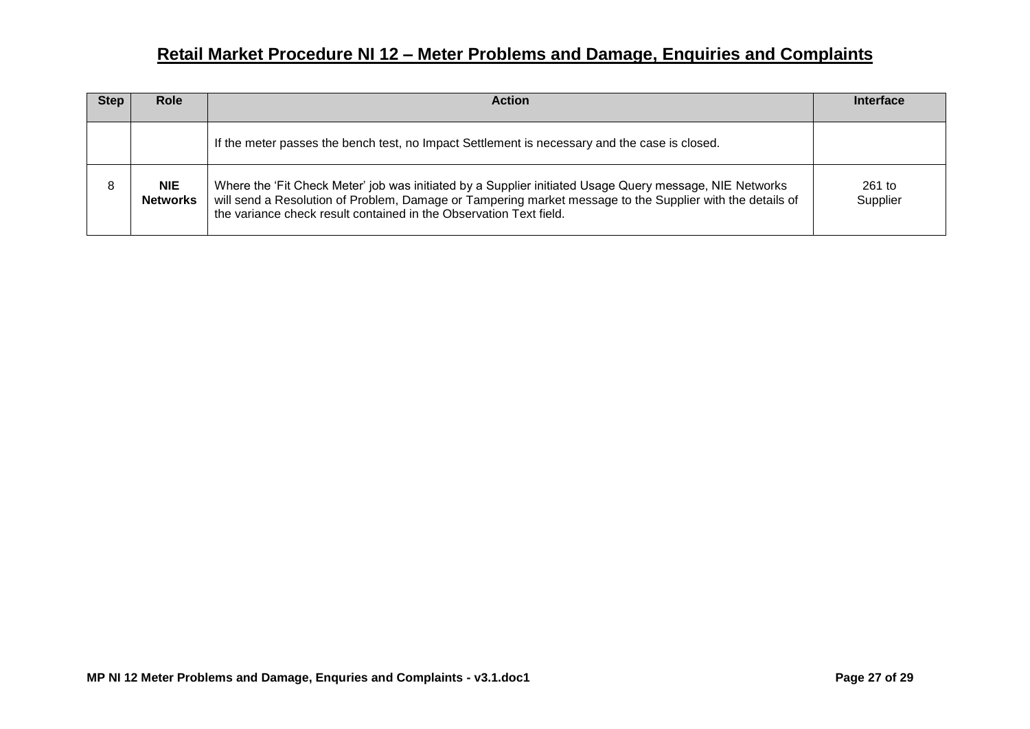## Retail Market Procedure NI 12 – Meter Problems and Damage, Enquiries and Complaints

| Step | Role | Action | Interface |
|---|---|---|---|
| | | If the meter passes the bench test, no Impact Settlement is necessary and the case is closed. | |
| 8 | **NIE Networks** | Where the 'Fit Check Meter' job was initiated by a Supplier initiated Usage Query message, NIE Networks will send a Resolution of Problem, Damage or Tampering market message to the Supplier with the details of the variance check result contained in the Observation Text field. | 261 to Supplier |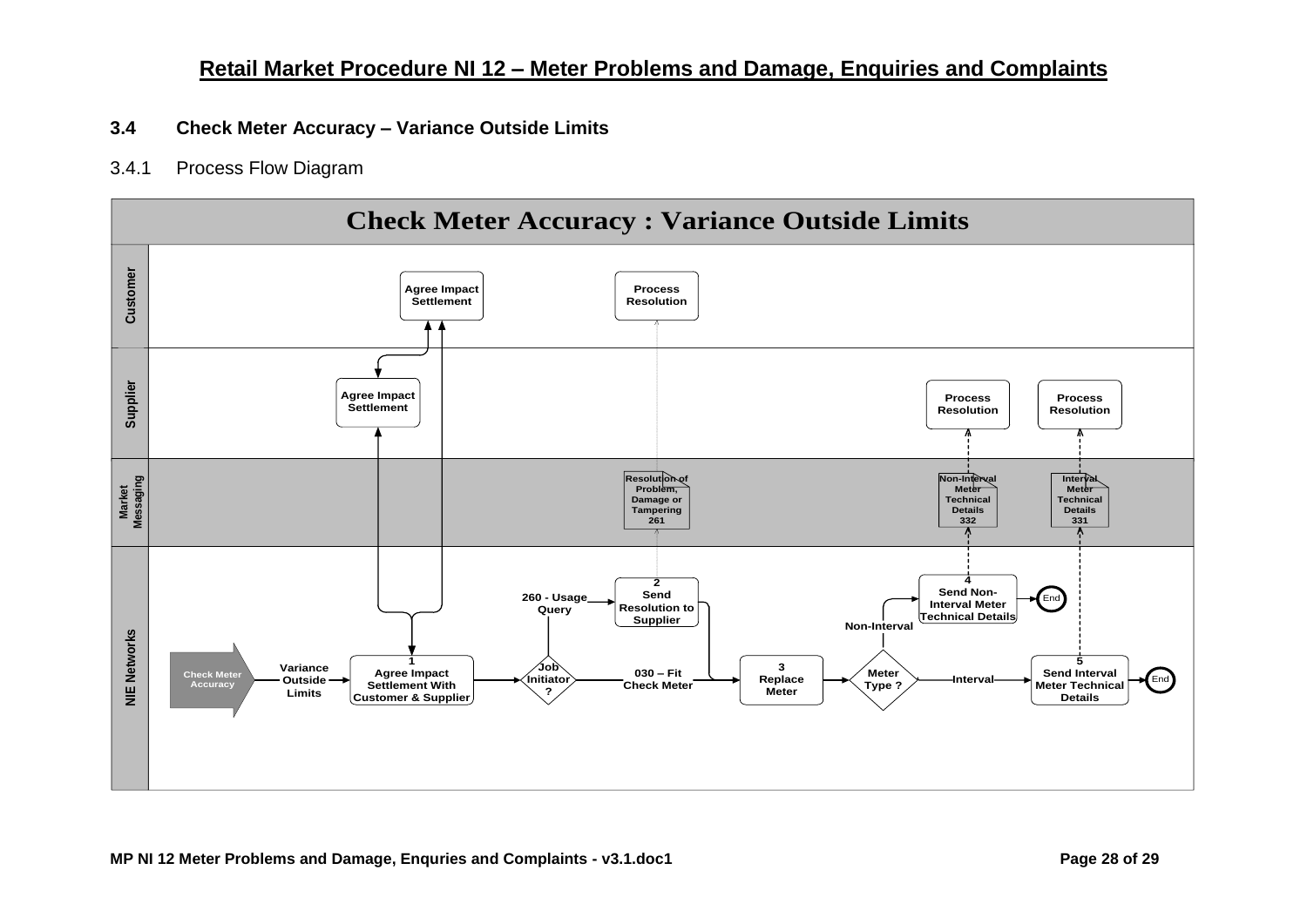## 3.4 Check Meter Accuracy – Variance Outside Limits

3.4.1 Process Flow Diagram

**Check Meter Accuracy : Variance Outside Limits**

**Customer**
- Agree Impact Settlement
- Process Resolution

**Supplier**
- Agree Impact Settlement
- Process Resolution
- Process Resolution

**Market Messaging**
- Resolution of Problem, Damage or Tampering 261
- Non-Interval Meter Technical Details 332
- Interval Meter Technical Details 331

**NIE Networks**
- Check Meter Accuracy
- Variance Outside Limits
- 1 Agree Impact Settlement With Customer & Supplier
- Job Initiator ?
- 260 - Usage Query
- 2 Send Resolution to Supplier
- 030 – Fit Check Meter
- 3 Replace Meter
- Meter Type ?
- Non-Interval
- 4 Send Non-Interval Meter Technical Details
- End
- Interval
- 5 Send Interval Meter Technical Details
- End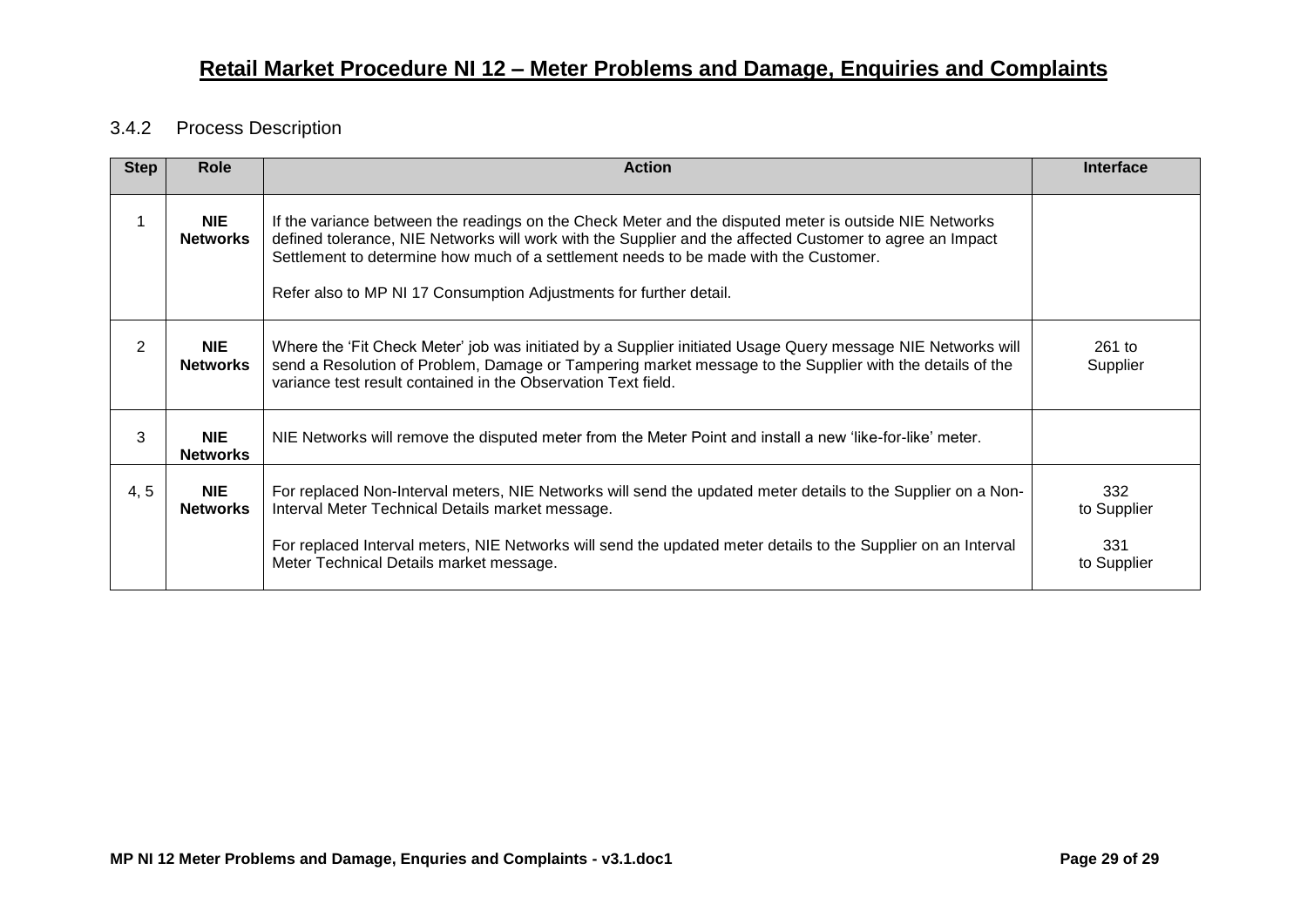### 3.4.2 Process Description

| Step | Role | Action | Interface |
|---|---|---|---|
| 1 | **NIE Networks** | If the variance between the readings on the Check Meter and the disputed meter is outside NIE Networks defined tolerance, NIE Networks will work with the Supplier and the affected Customer to agree an Impact Settlement to determine how much of a settlement needs to be made with the Customer.<br><br>Refer also to MP NI 17 Consumption Adjustments for further detail. | |
| 2 | **NIE Networks** | Where the 'Fit Check Meter' job was initiated by a Supplier initiated Usage Query message NIE Networks will send a Resolution of Problem, Damage or Tampering market message to the Supplier with the details of the variance test result contained in the Observation Text field. | 261 to Supplier |
| 3 | **NIE Networks** | NIE Networks will remove the disputed meter from the Meter Point and install a new 'like-for-like' meter. | |
| 4, 5 | **NIE Networks** | For replaced Non-Interval meters, NIE Networks will send the updated meter details to the Supplier on a Non-Interval Meter Technical Details market message.<br><br>For replaced Interval meters, NIE Networks will send the updated meter details to the Supplier on an Interval Meter Technical Details market message. | 332 to Supplier<br><br>331 to Supplier |